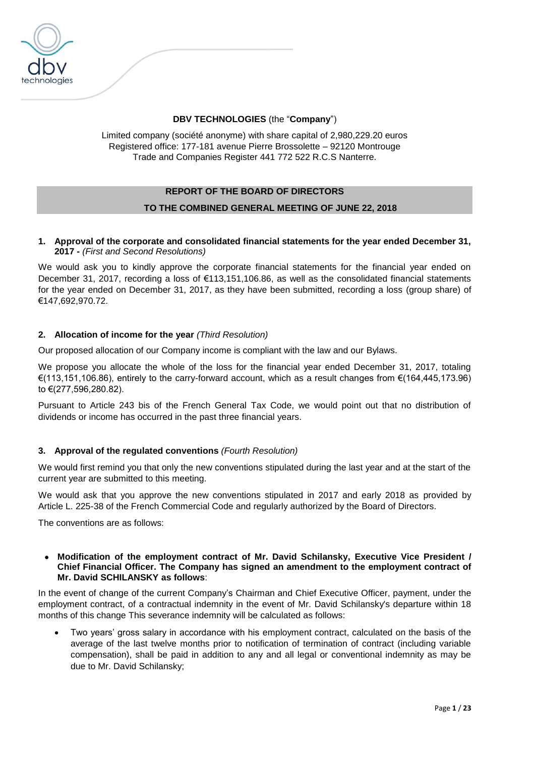**DBV TECHNOLOGIES** (the "**Company**")

Limited company (société anonyme) with share capital of 2,980,229.20 euros
Registered office: 177-181 avenue Pierre Brossolette – 92120 Montrouge
Trade and Companies Register 441 772 522 R.C.S Nanterre.

## REPORT OF THE BOARD OF DIRECTORS

## TO THE COMBINED GENERAL MEETING OF JUNE 22, 2018

### 1. Approval of the corporate and consolidated financial statements for the year ended December 31, 2017 - *(First and Second Resolutions)*

We would ask you to kindly approve the corporate financial statements for the financial year ended on December 31, 2017, recording a loss of €113,151,106.86, as well as the consolidated financial statements for the year ended on December 31, 2017, as they have been submitted, recording a loss (group share) of €147,692,970.72.

### 2. Allocation of income for the year *(Third Resolution)*

Our proposed allocation of our Company income is compliant with the law and our Bylaws.

We propose you allocate the whole of the loss for the financial year ended December 31, 2017, totaling €(113,151,106.86), entirely to the carry-forward account, which as a result changes from €(164,445,173.96) to €(277,596,280.82).

Pursuant to Article 243 bis of the French General Tax Code, we would point out that no distribution of dividends or income has occurred in the past three financial years.

### 3. Approval of the regulated conventions *(Fourth Resolution)*

We would first remind you that only the new conventions stipulated during the last year and at the start of the current year are submitted to this meeting.

We would ask that you approve the new conventions stipulated in 2017 and early 2018 as provided by Article L. 225-38 of the French Commercial Code and regularly authorized by the Board of Directors.

The conventions are as follows:

- **Modification of the employment contract of Mr. David Schilansky, Executive Vice President / Chief Financial Officer. The Company has signed an amendment to the employment contract of Mr. David SCHILANSKY as follows**:

In the event of change of the current Company's Chairman and Chief Executive Officer, payment, under the employment contract, of a contractual indemnity in the event of Mr. David Schilansky's departure within 18 months of this change This severance indemnity will be calculated as follows:

- Two years' gross salary in accordance with his employment contract, calculated on the basis of the average of the last twelve months prior to notification of termination of contract (including variable compensation), shall be paid in addition to any and all legal or conventional indemnity as may be due to Mr. David Schilansky;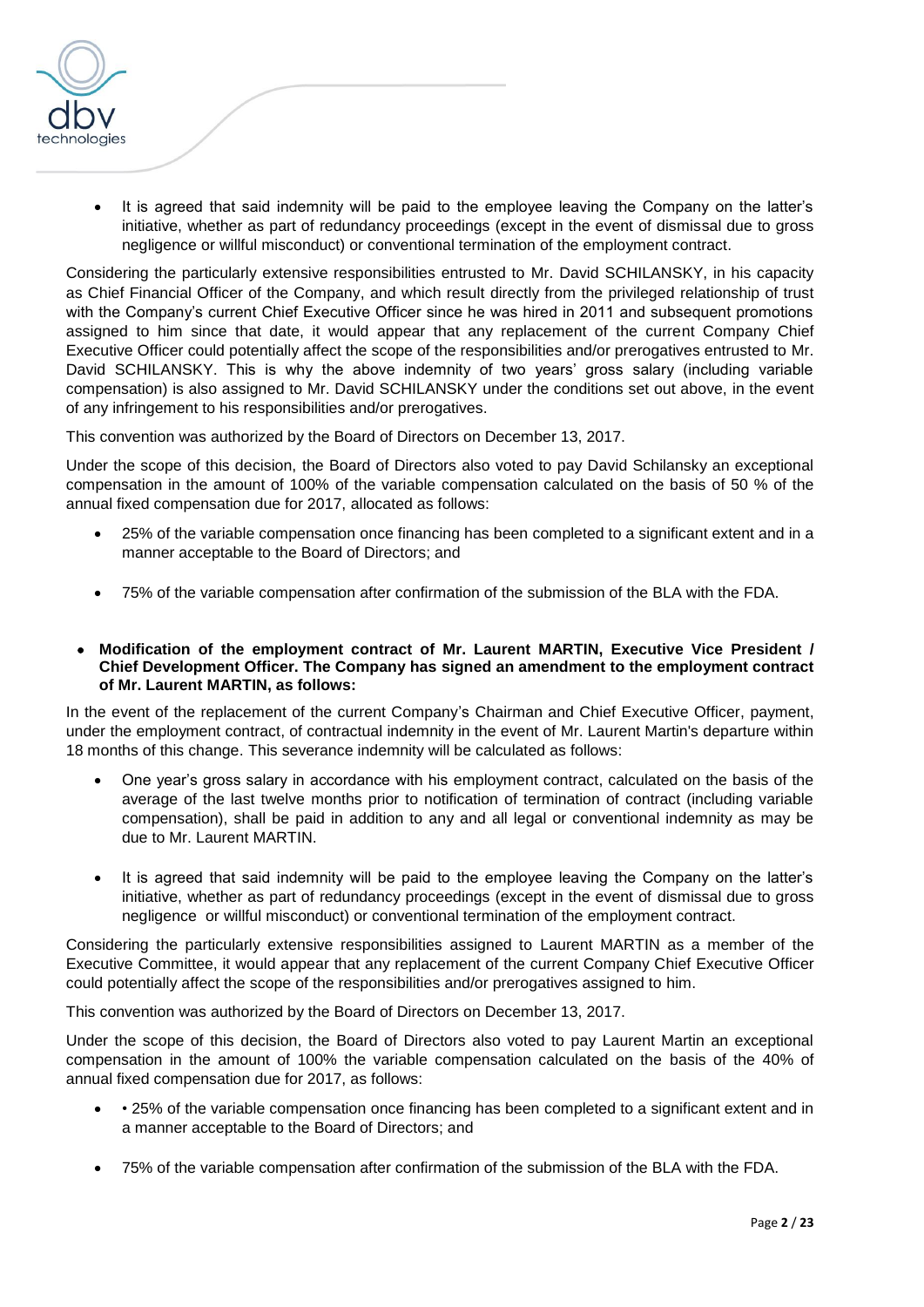- It is agreed that said indemnity will be paid to the employee leaving the Company on the latter's initiative, whether as part of redundancy proceedings (except in the event of dismissal due to gross negligence or willful misconduct) or conventional termination of the employment contract.

Considering the particularly extensive responsibilities entrusted to Mr. David SCHILANSKY, in his capacity as Chief Financial Officer of the Company, and which result directly from the privileged relationship of trust with the Company's current Chief Executive Officer since he was hired in 2011 and subsequent promotions assigned to him since that date, it would appear that any replacement of the current Company Chief Executive Officer could potentially affect the scope of the responsibilities and/or prerogatives entrusted to Mr. David SCHILANSKY. This is why the above indemnity of two years' gross salary (including variable compensation) is also assigned to Mr. David SCHILANSKY under the conditions set out above, in the event of any infringement to his responsibilities and/or prerogatives.

This convention was authorized by the Board of Directors on December 13, 2017.

Under the scope of this decision, the Board of Directors also voted to pay David Schilansky an exceptional compensation in the amount of 100% of the variable compensation calculated on the basis of 50 % of the annual fixed compensation due for 2017, allocated as follows:

- 25% of the variable compensation once financing has been completed to a significant extent and in a manner acceptable to the Board of Directors; and
- 75% of the variable compensation after confirmation of the submission of the BLA with the FDA.

- **Modification of the employment contract of Mr. Laurent MARTIN, Executive Vice President / Chief Development Officer. The Company has signed an amendment to the employment contract of Mr. Laurent MARTIN, as follows:**

In the event of the replacement of the current Company's Chairman and Chief Executive Officer, payment, under the employment contract, of contractual indemnity in the event of Mr. Laurent Martin's departure within 18 months of this change. This severance indemnity will be calculated as follows:

- One year's gross salary in accordance with his employment contract, calculated on the basis of the average of the last twelve months prior to notification of termination of contract (including variable compensation), shall be paid in addition to any and all legal or conventional indemnity as may be due to Mr. Laurent MARTIN.
- It is agreed that said indemnity will be paid to the employee leaving the Company on the latter's initiative, whether as part of redundancy proceedings (except in the event of dismissal due to gross negligence or willful misconduct) or conventional termination of the employment contract.

Considering the particularly extensive responsibilities assigned to Laurent MARTIN as a member of the Executive Committee, it would appear that any replacement of the current Company Chief Executive Officer could potentially affect the scope of the responsibilities and/or prerogatives assigned to him.

This convention was authorized by the Board of Directors on December 13, 2017.

Under the scope of this decision, the Board of Directors also voted to pay Laurent Martin an exceptional compensation in the amount of 100% the variable compensation calculated on the basis of the 40% of annual fixed compensation due for 2017, as follows:

- • 25% of the variable compensation once financing has been completed to a significant extent and in a manner acceptable to the Board of Directors; and
- 75% of the variable compensation after confirmation of the submission of the BLA with the FDA.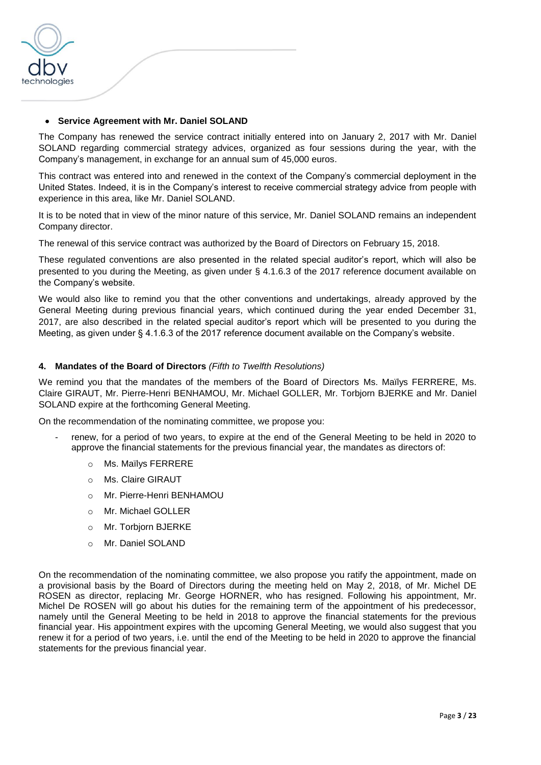- **Service Agreement with Mr. Daniel SOLAND**

The Company has renewed the service contract initially entered into on January 2, 2017 with Mr. Daniel SOLAND regarding commercial strategy advices, organized as four sessions during the year, with the Company's management, in exchange for an annual sum of 45,000 euros.

This contract was entered into and renewed in the context of the Company's commercial deployment in the United States. Indeed, it is in the Company's interest to receive commercial strategy advice from people with experience in this area, like Mr. Daniel SOLAND.

It is to be noted that in view of the minor nature of this service, Mr. Daniel SOLAND remains an independent Company director.

The renewal of this service contract was authorized by the Board of Directors on February 15, 2018.

These regulated conventions are also presented in the related special auditor's report, which will also be presented to you during the Meeting, as given under § 4.1.6.3 of the 2017 reference document available on the Company's website.

We would also like to remind you that the other conventions and undertakings, already approved by the General Meeting during previous financial years, which continued during the year ended December 31, 2017, are also described in the related special auditor's report which will be presented to you during the Meeting, as given under § 4.1.6.3 of the 2017 reference document available on the Company's website.

#### 4. Mandates of the Board of Directors *(Fifth to Twelfth Resolutions)*

We remind you that the mandates of the members of the Board of Directors Ms. Maïlys FERRERE, Ms. Claire GIRAUT, Mr. Pierre-Henri BENHAMOU, Mr. Michael GOLLER, Mr. Torbjorn BJERKE and Mr. Daniel SOLAND expire at the forthcoming General Meeting.

On the recommendation of the nominating committee, we propose you:

- renew, for a period of two years, to expire at the end of the General Meeting to be held in 2020 to approve the financial statements for the previous financial year, the mandates as directors of:
    - Ms. Maïlys FERRERE
    - Ms. Claire GIRAUT
    - Mr. Pierre-Henri BENHAMOU
    - Mr. Michael GOLLER
    - Mr. Torbjorn BJERKE
    - Mr. Daniel SOLAND

On the recommendation of the nominating committee, we also propose you ratify the appointment, made on a provisional basis by the Board of Directors during the meeting held on May 2, 2018, of Mr. Michel DE ROSEN as director, replacing Mr. George HORNER, who has resigned. Following his appointment, Mr. Michel De ROSEN will go about his duties for the remaining term of the appointment of his predecessor, namely until the General Meeting to be held in 2018 to approve the financial statements for the previous financial year. His appointment expires with the upcoming General Meeting, we would also suggest that you renew it for a period of two years, i.e. until the end of the Meeting to be held in 2020 to approve the financial statements for the previous financial year.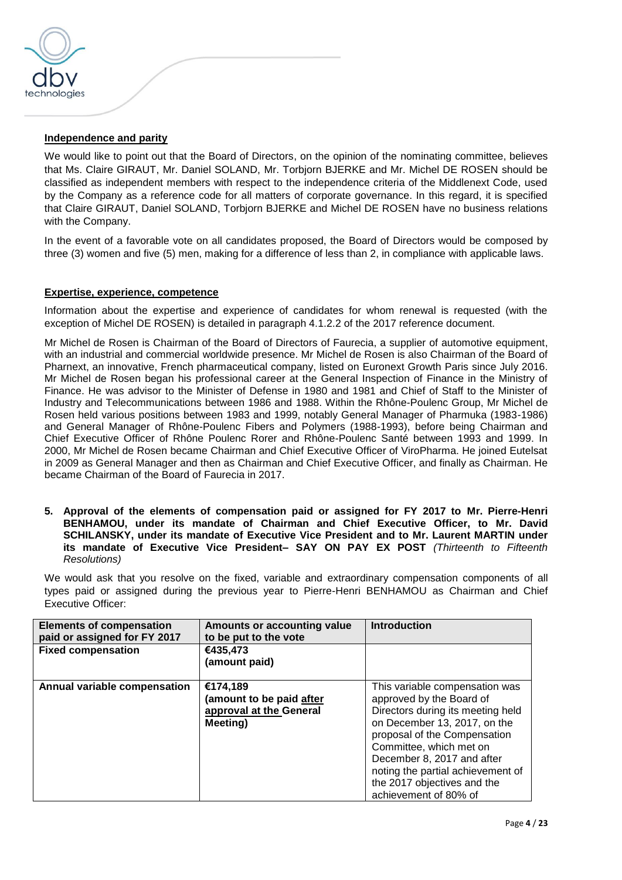**Independence and parity**

We would like to point out that the Board of Directors, on the opinion of the nominating committee, believes that Ms. Claire GIRAUT, Mr. Daniel SOLAND, Mr. Torbjorn BJERKE and Mr. Michel DE ROSEN should be classified as independent members with respect to the independence criteria of the Middlenext Code, used by the Company as a reference code for all matters of corporate governance. In this regard, it is specified that Claire GIRAUT, Daniel SOLAND, Torbjorn BJERKE and Michel DE ROSEN have no business relations with the Company.

In the event of a favorable vote on all candidates proposed, the Board of Directors would be composed by three (3) women and five (5) men, making for a difference of less than 2, in compliance with applicable laws.

**Expertise, experience, competence**

Information about the expertise and experience of candidates for whom renewal is requested (with the exception of Michel DE ROSEN) is detailed in paragraph 4.1.2.2 of the 2017 reference document.

Mr Michel de Rosen is Chairman of the Board of Directors of Faurecia, a supplier of automotive equipment, with an industrial and commercial worldwide presence. Mr Michel de Rosen is also Chairman of the Board of Pharnext, an innovative, French pharmaceutical company, listed on Euronext Growth Paris since July 2016. Mr Michel de Rosen began his professional career at the General Inspection of Finance in the Ministry of Finance. He was advisor to the Minister of Defense in 1980 and 1981 and Chief of Staff to the Minister of Industry and Telecommunications between 1986 and 1988. Within the Rhône-Poulenc Group, Mr Michel de Rosen held various positions between 1983 and 1999, notably General Manager of Pharmuka (1983-1986) and General Manager of Rhône-Poulenc Fibers and Polymers (1988-1993), before being Chairman and Chief Executive Officer of Rhône Poulenc Rorer and Rhône-Poulenc Santé between 1993 and 1999. In 2000, Mr Michel de Rosen became Chairman and Chief Executive Officer of ViroPharma. He joined Eutelsat in 2009 as General Manager and then as Chairman and Chief Executive Officer, and finally as Chairman. He became Chairman of the Board of Faurecia in 2017.

**5. Approval of the elements of compensation paid or assigned for FY 2017 to Mr. Pierre-Henri BENHAMOU, under its mandate of Chairman and Chief Executive Officer, to Mr. David SCHILANSKY, under its mandate of Executive Vice President and to Mr. Laurent MARTIN under its mandate of Executive Vice President– SAY ON PAY EX POST** *(Thirteenth to Fifteenth Resolutions)*

We would ask that you resolve on the fixed, variable and extraordinary compensation components of all types paid or assigned during the previous year to Pierre-Henri BENHAMOU as Chairman and Chief Executive Officer:

| Elements of compensation paid or assigned for FY 2017 | Amounts or accounting value to be put to the vote | Introduction |
|---|---|---|
| **Fixed compensation** | **€435,473 (amount paid)** | |
| **Annual variable compensation** | **€174,189 (amount to be paid after approval at the General Meeting)** | This variable compensation was approved by the Board of Directors during its meeting held on December 13, 2017, on the proposal of the Compensation Committee, which met on December 8, 2017 and after noting the partial achievement of the 2017 objectives and the achievement of 80% of |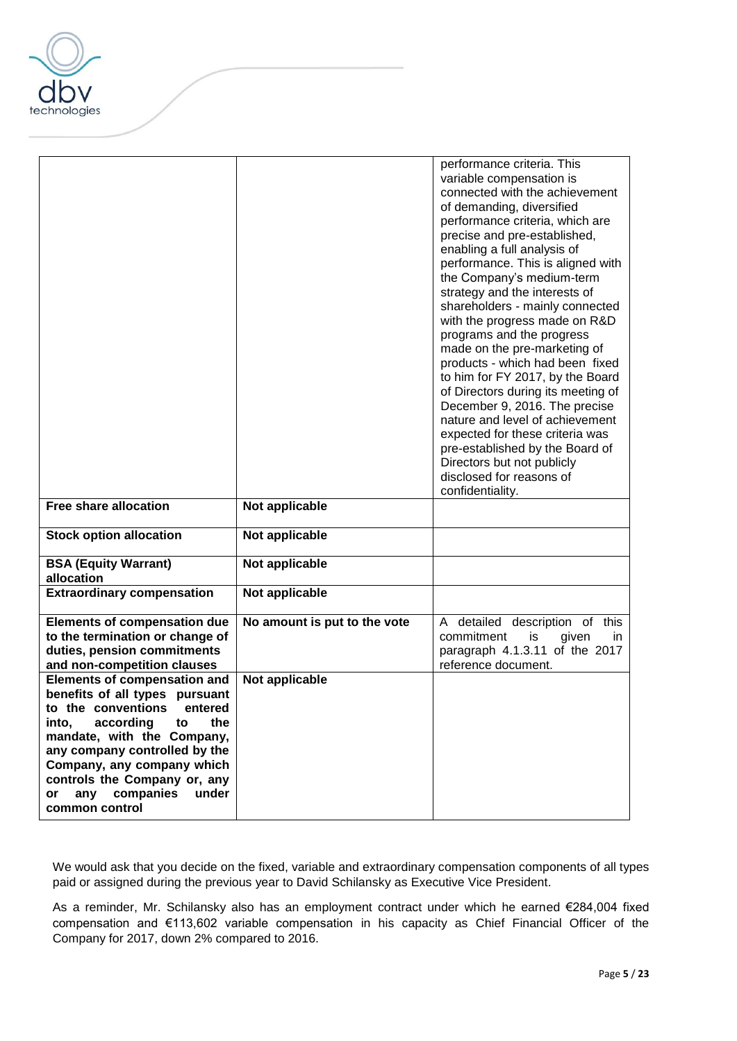| | | |
|---|---|---|
| | | performance criteria. This variable compensation is connected with the achievement of demanding, diversified performance criteria, which are precise and pre-established, enabling a full analysis of performance. This is aligned with the Company's medium-term strategy and the interests of shareholders - mainly connected with the progress made on R&D programs and the progress made on the pre-marketing of products - which had been fixed to him for FY 2017, by the Board of Directors during its meeting of December 9, 2016. The precise nature and level of achievement expected for these criteria was pre-established by the Board of Directors but not publicly disclosed for reasons of confidentiality. |
| **Free share allocation** | **Not applicable** | |
| **Stock option allocation** | **Not applicable** | |
| **BSA (Equity Warrant) allocation** | **Not applicable** | |
| **Extraordinary compensation** | **Not applicable** | |
| **Elements of compensation due to the termination or change of duties, pension commitments and non-competition clauses** | **No amount is put to the vote** | A detailed description of this commitment is given in paragraph 4.1.3.11 of the 2017 reference document. |
| **Elements of compensation and benefits of all types pursuant to the conventions entered into, according to the mandate, with the Company, any company controlled by the Company, any company which controls the Company or, any or any companies under common control** | **Not applicable** | |

We would ask that you decide on the fixed, variable and extraordinary compensation components of all types paid or assigned during the previous year to David Schilansky as Executive Vice President.

As a reminder, Mr. Schilansky also has an employment contract under which he earned €284,004 fixed compensation and €113,602 variable compensation in his capacity as Chief Financial Officer of the Company for 2017, down 2% compared to 2016.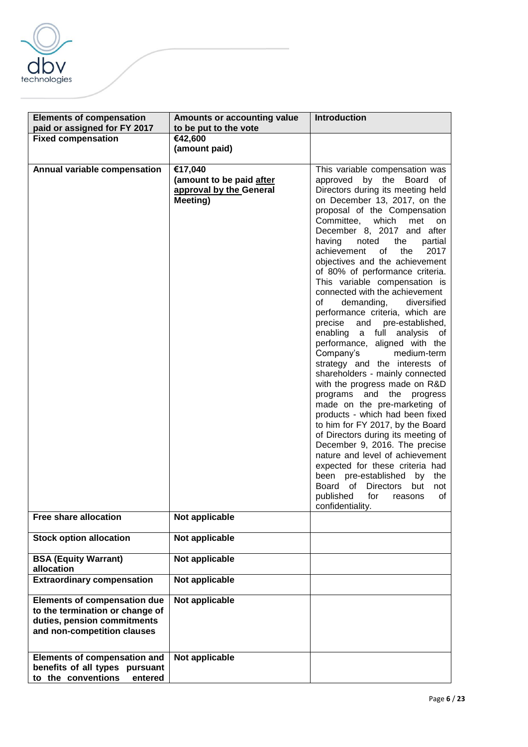| Elements of compensation paid or assigned for FY 2017 | Amounts or accounting value to be put to the vote | Introduction |
| --- | --- | --- |
| **Fixed compensation** | **€42,600 (amount paid)** | |
| **Annual variable compensation** | **€17,040 (amount to be paid after approval by the General Meeting)** | This variable compensation was approved by the Board of Directors during its meeting held on December 13, 2017, on the proposal of the Compensation Committee, which met on December 8, 2017 and after having noted the partial achievement of the 2017 objectives and the achievement of 80% of performance criteria. This variable compensation is connected with the achievement of demanding, diversified performance criteria, which are precise and pre-established, enabling a full analysis of performance, aligned with the Company's medium-term strategy and the interests of shareholders - mainly connected with the progress made on R&D programs and the progress made on the pre-marketing of products - which had been fixed to him for FY 2017, by the Board of Directors during its meeting of December 9, 2016. The precise nature and level of achievement expected for these criteria had been pre-established by the Board of Directors but not published for reasons of confidentiality. |
| **Free share allocation** | **Not applicable** | |
| **Stock option allocation** | **Not applicable** | |
| **BSA (Equity Warrant) allocation** | **Not applicable** | |
| **Extraordinary compensation** | **Not applicable** | |
| **Elements of compensation due to the termination or change of duties, pension commitments and non-competition clauses** | **Not applicable** | |
| **Elements of compensation and benefits of all types pursuant to the conventions entered** | **Not applicable** | |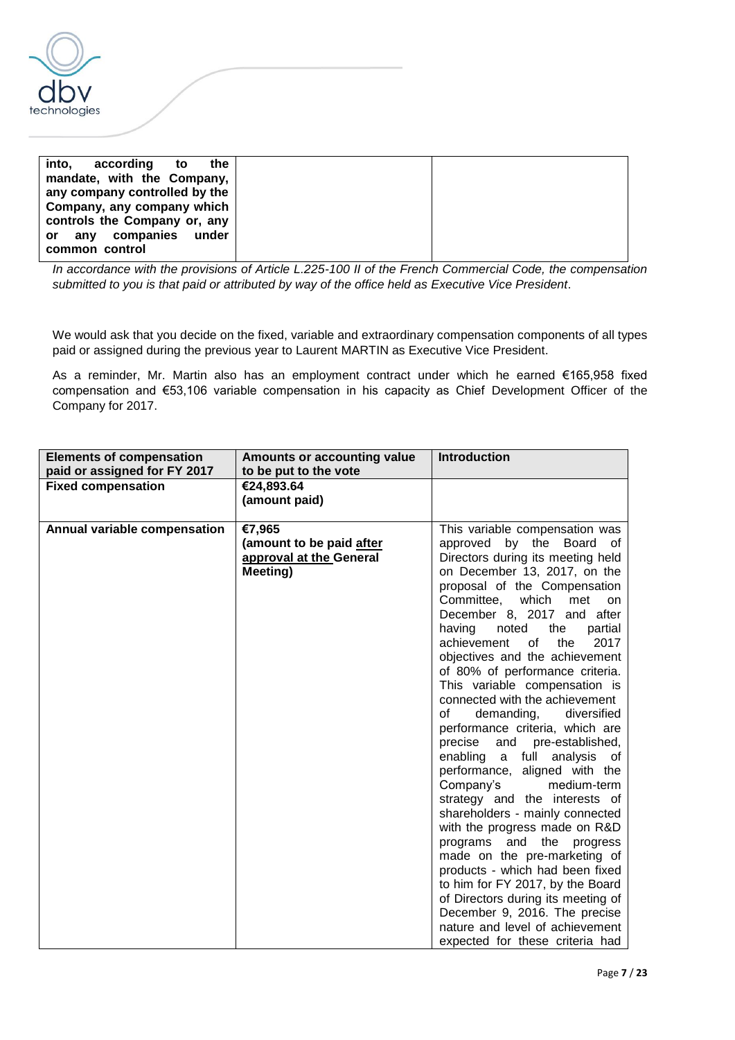| | | |
|---|---|---|
| **into, according to the mandate, with the Company, any company controlled by the Company, any company which controls the Company or, any or any companies under common control** | | |

*In accordance with the provisions of Article L.225-100 II of the French Commercial Code, the compensation submitted to you is that paid or attributed by way of the office held as Executive Vice President*.

We would ask that you decide on the fixed, variable and extraordinary compensation components of all types paid or assigned during the previous year to Laurent MARTIN as Executive Vice President.

As a reminder, Mr. Martin also has an employment contract under which he earned €165,958 fixed compensation and €53,106 variable compensation in his capacity as Chief Development Officer of the Company for 2017.

| Elements of compensation paid or assigned for FY 2017 | Amounts or accounting value to be put to the vote | Introduction |
|---|---|---|
| **Fixed compensation** | **€24,893.64 (amount paid)** | |
| **Annual variable compensation** | **€7,965 (amount to be paid after approval at the General Meeting)** | This variable compensation was approved by the Board of Directors during its meeting held on December 13, 2017, on the proposal of the Compensation Committee, which met on December 8, 2017 and after having noted the partial achievement of the 2017 objectives and the achievement of 80% of performance criteria. This variable compensation is connected with the achievement of demanding, diversified performance criteria, which are precise and pre-established, enabling a full analysis of performance, aligned with the Company's medium-term strategy and the interests of shareholders - mainly connected with the progress made on R&D programs and the progress made on the pre-marketing of products - which had been fixed to him for FY 2017, by the Board of Directors during its meeting of December 9, 2016. The precise nature and level of achievement expected for these criteria had |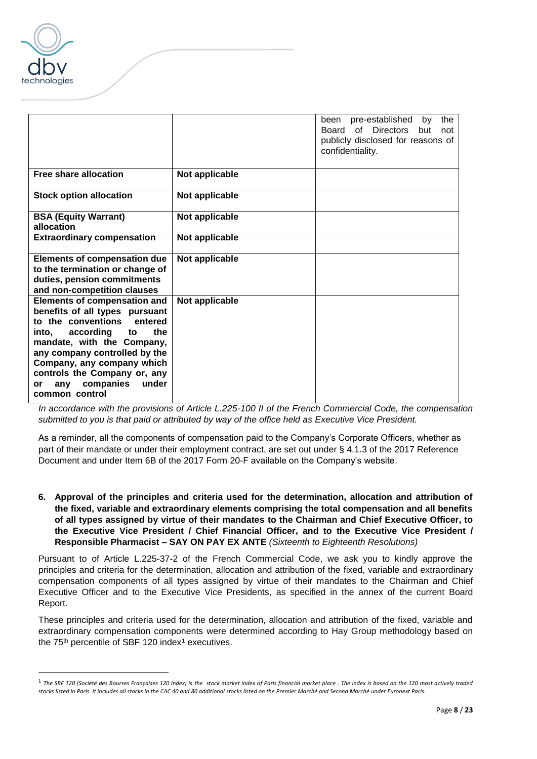| | | |
|---|---|---|
| | | been pre-established by the Board of Directors but not publicly disclosed for reasons of confidentiality. |
| **Free share allocation** | **Not applicable** | |
| **Stock option allocation** | **Not applicable** | |
| **BSA (Equity Warrant) allocation** | **Not applicable** | |
| **Extraordinary compensation** | **Not applicable** | |
| **Elements of compensation due to the termination or change of duties, pension commitments and non-competition clauses** | **Not applicable** | |
| **Elements of compensation and benefits of all types pursuant to the conventions entered into, according to the mandate, with the Company, any company controlled by the Company, any company which controls the Company or, any or any companies under common control** | **Not applicable** | |

*In accordance with the provisions of Article L.225-100 II of the French Commercial Code, the compensation submitted to you is that paid or attributed by way of the office held as Executive Vice President.*

As a reminder, all the components of compensation paid to the Company's Corporate Officers, whether as part of their mandate or under their employment contract, are set out under § 4.1.3 of the 2017 Reference Document and under Item 6B of the 2017 Form 20-F available on the Company's website.

**6. Approval of the principles and criteria used for the determination, allocation and attribution of the fixed, variable and extraordinary elements comprising the total compensation and all benefits of all types assigned by virtue of their mandates to the Chairman and Chief Executive Officer, to the Executive Vice President / Chief Financial Officer, and to the Executive Vice President / Responsible Pharmacist – SAY ON PAY EX ANTE** *(Sixteenth to Eighteenth Resolutions)*

Pursuant to of Article L.225-37-2 of the French Commercial Code, we ask you to kindly approve the principles and criteria for the determination, allocation and attribution of the fixed, variable and extraordinary compensation components of all types assigned by virtue of their mandates to the Chairman and Chief Executive Officer and to the Executive Vice Presidents, as specified in the annex of the current Board Report.

These principles and criteria used for the determination, allocation and attribution of the fixed, variable and extraordinary compensation components were determined according to Hay Group methodology based on the 75th percentile of SBF 120 index[1] executives.

[1] *The SBF 120 (Société des Bourses Françaises 120 Index) is the stock market index of Paris financial market place . The index is based on the 120 most actively traded stocks listed in Paris. It includes all stocks in the CAC 40 and 80 additional stocks listed on the Premier Marché and Second Marché under Euronext Paris.*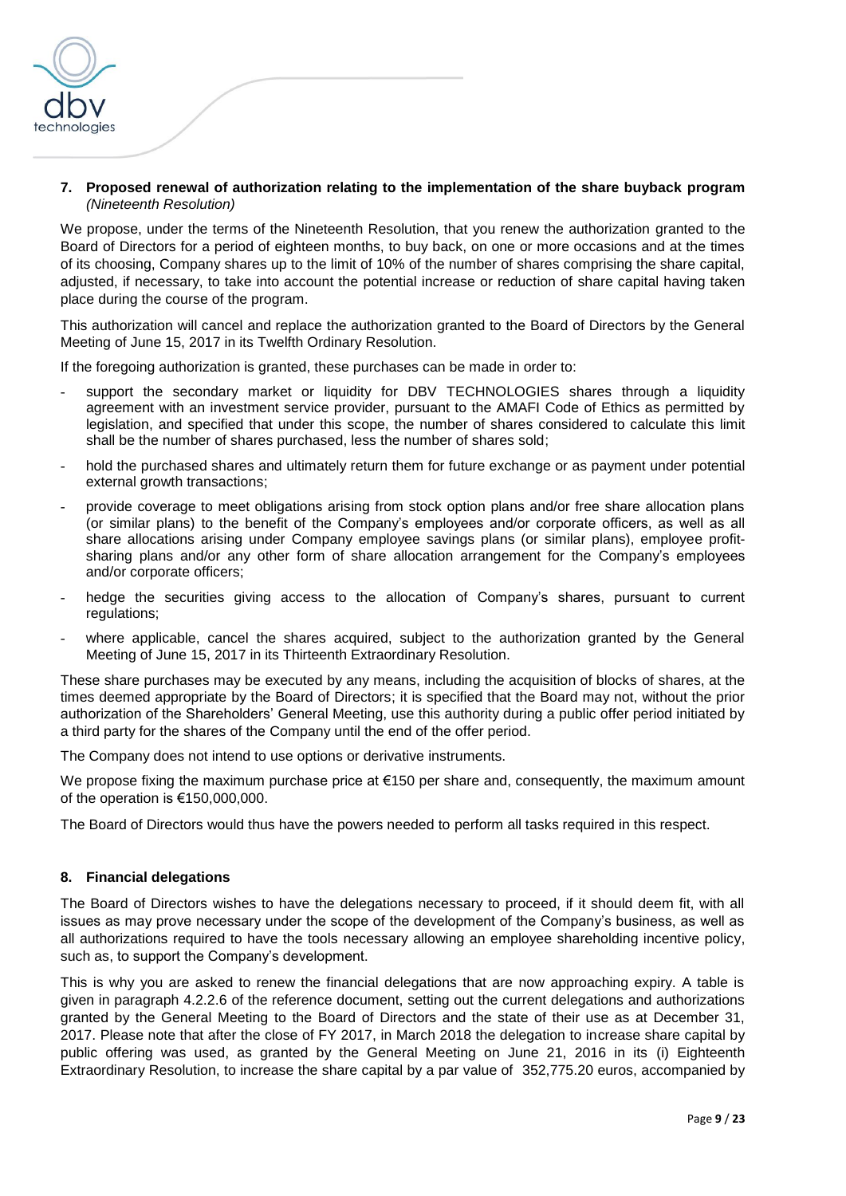## 7. Proposed renewal of authorization relating to the implementation of the share buyback program *(Nineteenth Resolution)*

We propose, under the terms of the Nineteenth Resolution, that you renew the authorization granted to the Board of Directors for a period of eighteen months, to buy back, on one or more occasions and at the times of its choosing, Company shares up to the limit of 10% of the number of shares comprising the share capital, adjusted, if necessary, to take into account the potential increase or reduction of share capital having taken place during the course of the program.

This authorization will cancel and replace the authorization granted to the Board of Directors by the General Meeting of June 15, 2017 in its Twelfth Ordinary Resolution.

If the foregoing authorization is granted, these purchases can be made in order to:

- support the secondary market or liquidity for DBV TECHNOLOGIES shares through a liquidity agreement with an investment service provider, pursuant to the AMAFI Code of Ethics as permitted by legislation, and specified that under this scope, the number of shares considered to calculate this limit shall be the number of shares purchased, less the number of shares sold;
- hold the purchased shares and ultimately return them for future exchange or as payment under potential external growth transactions;
- provide coverage to meet obligations arising from stock option plans and/or free share allocation plans (or similar plans) to the benefit of the Company's employees and/or corporate officers, as well as all share allocations arising under Company employee savings plans (or similar plans), employee profit-sharing plans and/or any other form of share allocation arrangement for the Company's employees and/or corporate officers;
- hedge the securities giving access to the allocation of Company's shares, pursuant to current regulations;
- where applicable, cancel the shares acquired, subject to the authorization granted by the General Meeting of June 15, 2017 in its Thirteenth Extraordinary Resolution.

These share purchases may be executed by any means, including the acquisition of blocks of shares, at the times deemed appropriate by the Board of Directors; it is specified that the Board may not, without the prior authorization of the Shareholders' General Meeting, use this authority during a public offer period initiated by a third party for the shares of the Company until the end of the offer period.

The Company does not intend to use options or derivative instruments.

We propose fixing the maximum purchase price at €150 per share and, consequently, the maximum amount of the operation is €150,000,000.

The Board of Directors would thus have the powers needed to perform all tasks required in this respect.

## 8. Financial delegations

The Board of Directors wishes to have the delegations necessary to proceed, if it should deem fit, with all issues as may prove necessary under the scope of the development of the Company's business, as well as all authorizations required to have the tools necessary allowing an employee shareholding incentive policy, such as, to support the Company's development.

This is why you are asked to renew the financial delegations that are now approaching expiry. A table is given in paragraph 4.2.2.6 of the reference document, setting out the current delegations and authorizations granted by the General Meeting to the Board of Directors and the state of their use as at December 31, 2017. Please note that after the close of FY 2017, in March 2018 the delegation to increase share capital by public offering was used, as granted by the General Meeting on June 21, 2016 in its (i) Eighteenth Extraordinary Resolution, to increase the share capital by a par value of 352,775.20 euros, accompanied by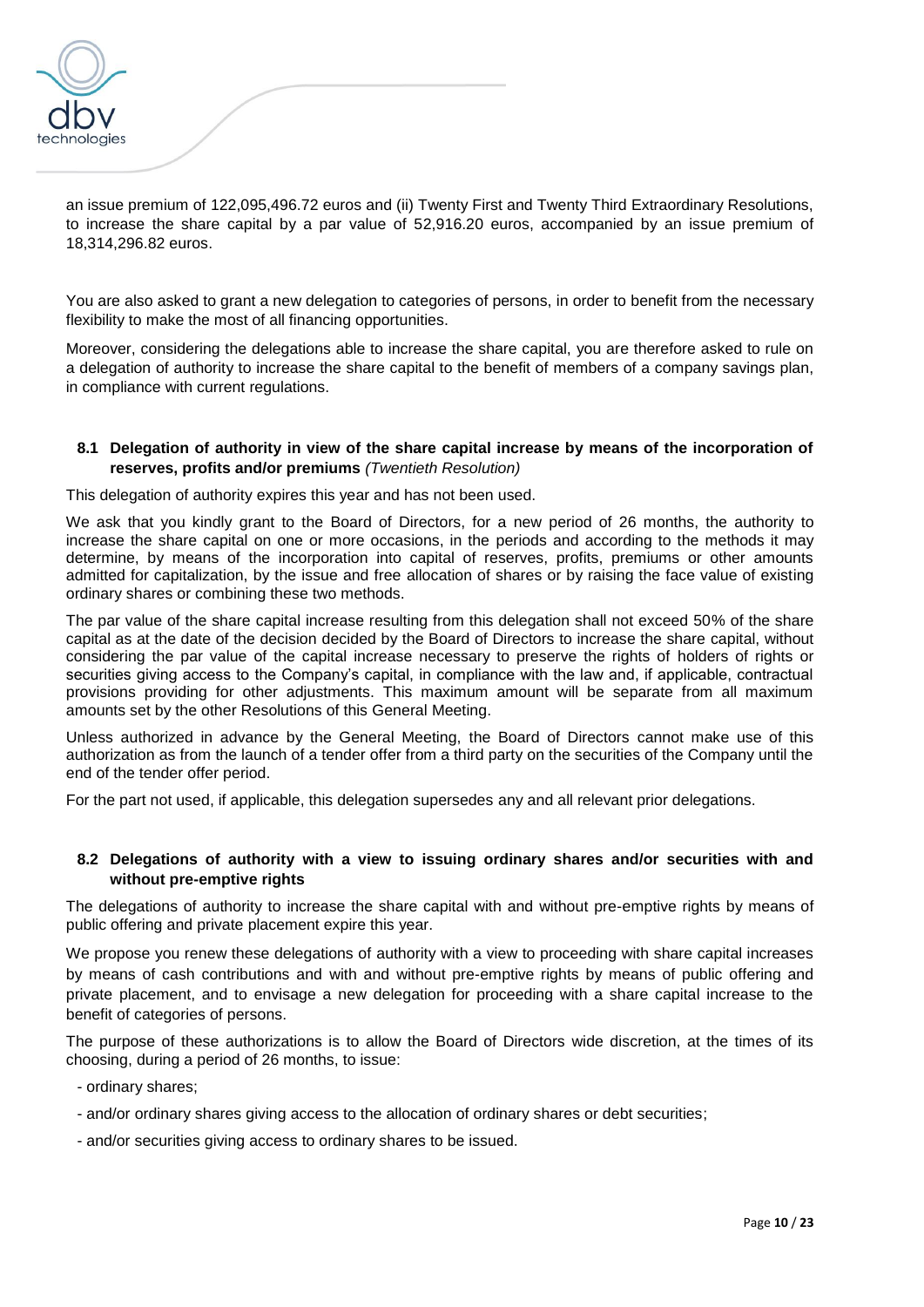an issue premium of 122,095,496.72 euros and (ii) Twenty First and Twenty Third Extraordinary Resolutions, to increase the share capital by a par value of 52,916.20 euros, accompanied by an issue premium of 18,314,296.82 euros.

You are also asked to grant a new delegation to categories of persons, in order to benefit from the necessary flexibility to make the most of all financing opportunities.

Moreover, considering the delegations able to increase the share capital, you are therefore asked to rule on a delegation of authority to increase the share capital to the benefit of members of a company savings plan, in compliance with current regulations.

### 8.1 Delegation of authority in view of the share capital increase by means of the incorporation of reserves, profits and/or premiums *(Twentieth Resolution)*

This delegation of authority expires this year and has not been used.

We ask that you kindly grant to the Board of Directors, for a new period of 26 months, the authority to increase the share capital on one or more occasions, in the periods and according to the methods it may determine, by means of the incorporation into capital of reserves, profits, premiums or other amounts admitted for capitalization, by the issue and free allocation of shares or by raising the face value of existing ordinary shares or combining these two methods.

The par value of the share capital increase resulting from this delegation shall not exceed 50% of the share capital as at the date of the decision decided by the Board of Directors to increase the share capital, without considering the par value of the capital increase necessary to preserve the rights of holders of rights or securities giving access to the Company's capital, in compliance with the law and, if applicable, contractual provisions providing for other adjustments. This maximum amount will be separate from all maximum amounts set by the other Resolutions of this General Meeting.

Unless authorized in advance by the General Meeting, the Board of Directors cannot make use of this authorization as from the launch of a tender offer from a third party on the securities of the Company until the end of the tender offer period.

For the part not used, if applicable, this delegation supersedes any and all relevant prior delegations.

### 8.2 Delegations of authority with a view to issuing ordinary shares and/or securities with and without pre-emptive rights

The delegations of authority to increase the share capital with and without pre-emptive rights by means of public offering and private placement expire this year.

We propose you renew these delegations of authority with a view to proceeding with share capital increases by means of cash contributions and with and without pre-emptive rights by means of public offering and private placement, and to envisage a new delegation for proceeding with a share capital increase to the benefit of categories of persons.

The purpose of these authorizations is to allow the Board of Directors wide discretion, at the times of its choosing, during a period of 26 months, to issue:

- ordinary shares;
- and/or ordinary shares giving access to the allocation of ordinary shares or debt securities;
- and/or securities giving access to ordinary shares to be issued.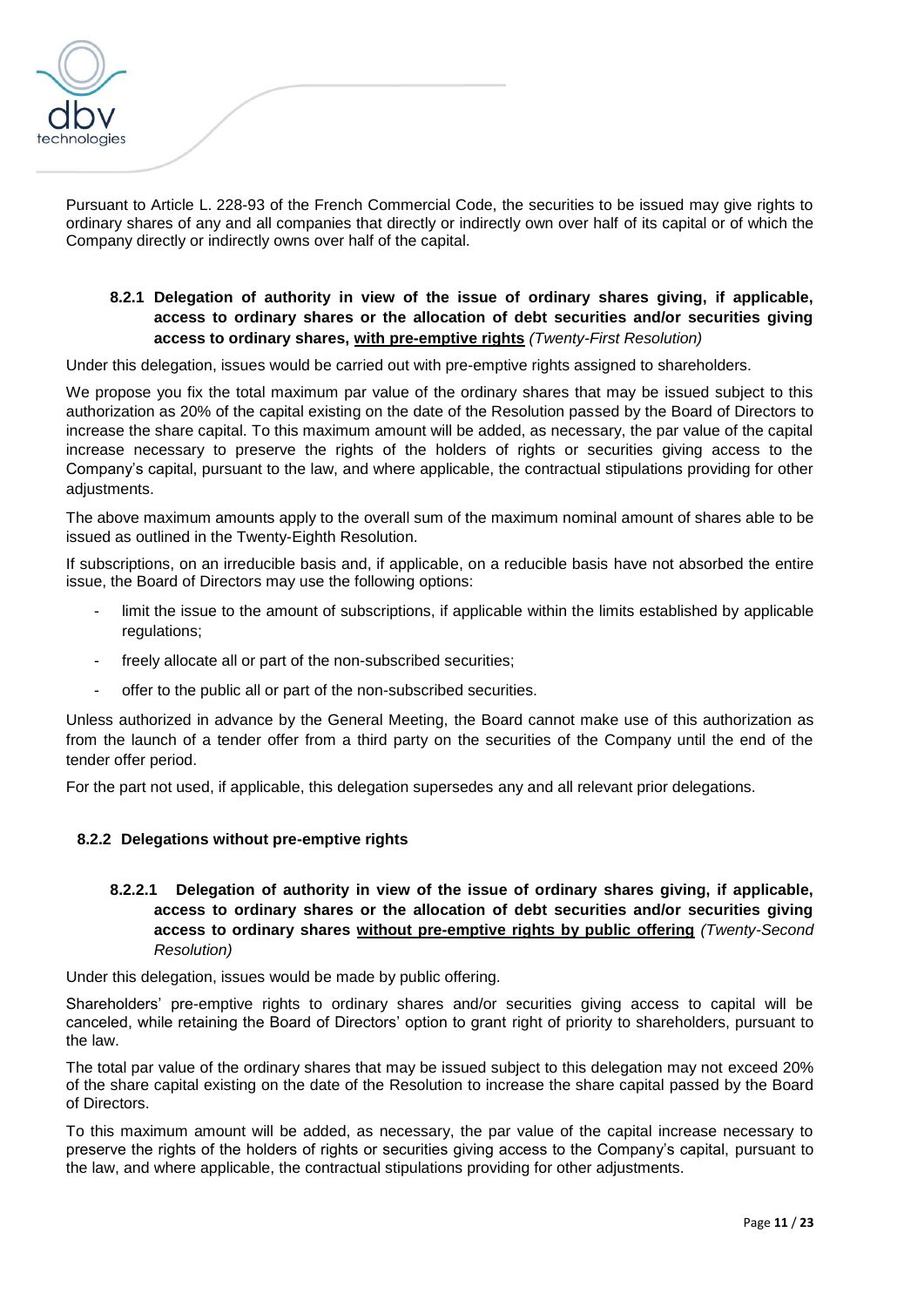Pursuant to Article L. 228-93 of the French Commercial Code, the securities to be issued may give rights to ordinary shares of any and all companies that directly or indirectly own over half of its capital or of which the Company directly or indirectly owns over half of the capital.

### 8.2.1 Delegation of authority in view of the issue of ordinary shares giving, if applicable, access to ordinary shares or the allocation of debt securities and/or securities giving access to ordinary shares, <u>with pre-emptive rights</u> *(Twenty-First Resolution)*

Under this delegation, issues would be carried out with pre-emptive rights assigned to shareholders.

We propose you fix the total maximum par value of the ordinary shares that may be issued subject to this authorization as 20% of the capital existing on the date of the Resolution passed by the Board of Directors to increase the share capital. To this maximum amount will be added, as necessary, the par value of the capital increase necessary to preserve the rights of the holders of rights or securities giving access to the Company's capital, pursuant to the law, and where applicable, the contractual stipulations providing for other adjustments.

The above maximum amounts apply to the overall sum of the maximum nominal amount of shares able to be issued as outlined in the Twenty-Eighth Resolution.

If subscriptions, on an irreducible basis and, if applicable, on a reducible basis have not absorbed the entire issue, the Board of Directors may use the following options:

- limit the issue to the amount of subscriptions, if applicable within the limits established by applicable regulations;
- freely allocate all or part of the non-subscribed securities;
- offer to the public all or part of the non-subscribed securities.

Unless authorized in advance by the General Meeting, the Board cannot make use of this authorization as from the launch of a tender offer from a third party on the securities of the Company until the end of the tender offer period.

For the part not used, if applicable, this delegation supersedes any and all relevant prior delegations.

### 8.2.2 Delegations without pre-emptive rights

#### 8.2.2.1 Delegation of authority in view of the issue of ordinary shares giving, if applicable, access to ordinary shares or the allocation of debt securities and/or securities giving access to ordinary shares <u>without pre-emptive rights by public offering</u> *(Twenty-Second Resolution)*

Under this delegation, issues would be made by public offering.

Shareholders' pre-emptive rights to ordinary shares and/or securities giving access to capital will be canceled, while retaining the Board of Directors' option to grant right of priority to shareholders, pursuant to the law.

The total par value of the ordinary shares that may be issued subject to this delegation may not exceed 20% of the share capital existing on the date of the Resolution to increase the share capital passed by the Board of Directors.

To this maximum amount will be added, as necessary, the par value of the capital increase necessary to preserve the rights of the holders of rights or securities giving access to the Company's capital, pursuant to the law, and where applicable, the contractual stipulations providing for other adjustments.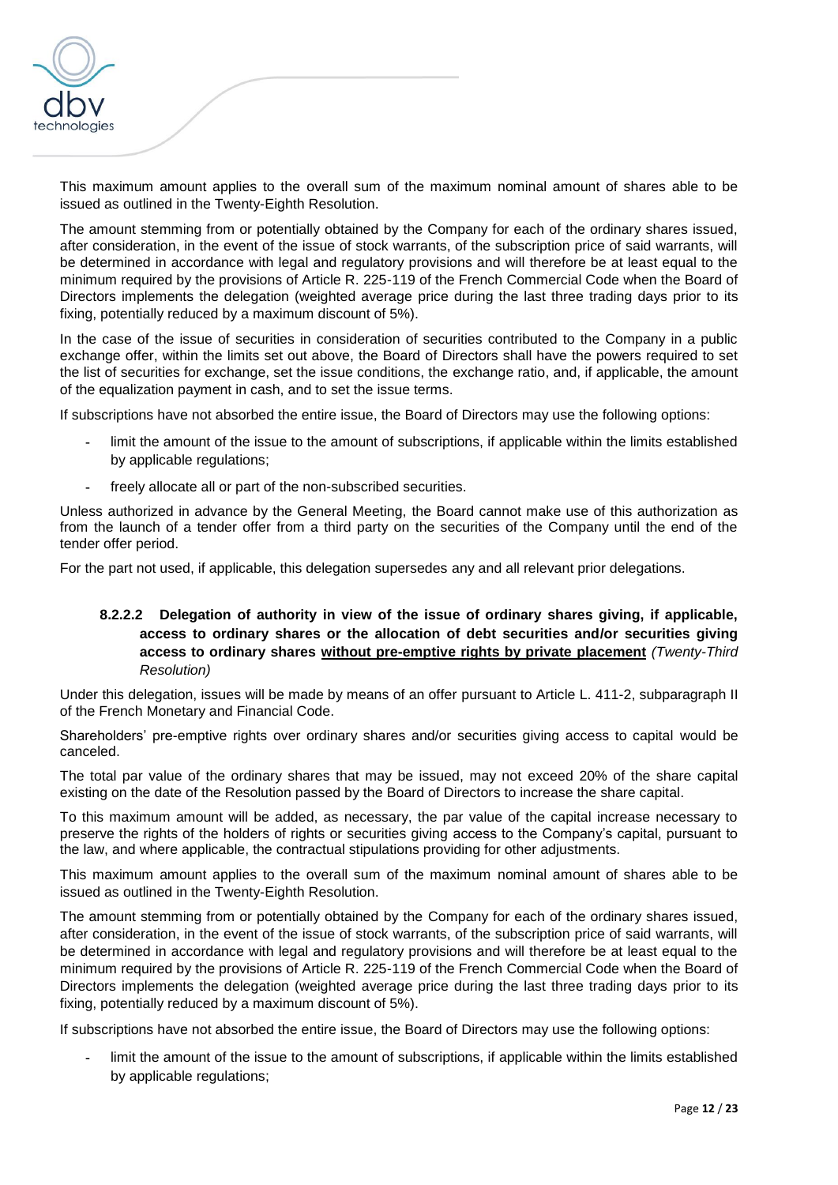This maximum amount applies to the overall sum of the maximum nominal amount of shares able to be issued as outlined in the Twenty-Eighth Resolution.

The amount stemming from or potentially obtained by the Company for each of the ordinary shares issued, after consideration, in the event of the issue of stock warrants, of the subscription price of said warrants, will be determined in accordance with legal and regulatory provisions and will therefore be at least equal to the minimum required by the provisions of Article R. 225-119 of the French Commercial Code when the Board of Directors implements the delegation (weighted average price during the last three trading days prior to its fixing, potentially reduced by a maximum discount of 5%).

In the case of the issue of securities in consideration of securities contributed to the Company in a public exchange offer, within the limits set out above, the Board of Directors shall have the powers required to set the list of securities for exchange, set the issue conditions, the exchange ratio, and, if applicable, the amount of the equalization payment in cash, and to set the issue terms.

If subscriptions have not absorbed the entire issue, the Board of Directors may use the following options:

- limit the amount of the issue to the amount of subscriptions, if applicable within the limits established by applicable regulations;
- freely allocate all or part of the non-subscribed securities.

Unless authorized in advance by the General Meeting, the Board cannot make use of this authorization as from the launch of a tender offer from a third party on the securities of the Company until the end of the tender offer period.

For the part not used, if applicable, this delegation supersedes any and all relevant prior delegations.

#### 8.2.2.2 Delegation of authority in view of the issue of ordinary shares giving, if applicable, access to ordinary shares or the allocation of debt securities and/or securities giving access to ordinary shares <u>without pre-emptive rights by private placement</u> *(Twenty-Third Resolution)*

Under this delegation, issues will be made by means of an offer pursuant to Article L. 411-2, subparagraph II of the French Monetary and Financial Code.

Shareholders' pre-emptive rights over ordinary shares and/or securities giving access to capital would be canceled.

The total par value of the ordinary shares that may be issued, may not exceed 20% of the share capital existing on the date of the Resolution passed by the Board of Directors to increase the share capital.

To this maximum amount will be added, as necessary, the par value of the capital increase necessary to preserve the rights of the holders of rights or securities giving access to the Company's capital, pursuant to the law, and where applicable, the contractual stipulations providing for other adjustments.

This maximum amount applies to the overall sum of the maximum nominal amount of shares able to be issued as outlined in the Twenty-Eighth Resolution.

The amount stemming from or potentially obtained by the Company for each of the ordinary shares issued, after consideration, in the event of the issue of stock warrants, of the subscription price of said warrants, will be determined in accordance with legal and regulatory provisions and will therefore be at least equal to the minimum required by the provisions of Article R. 225-119 of the French Commercial Code when the Board of Directors implements the delegation (weighted average price during the last three trading days prior to its fixing, potentially reduced by a maximum discount of 5%).

If subscriptions have not absorbed the entire issue, the Board of Directors may use the following options:

- limit the amount of the issue to the amount of subscriptions, if applicable within the limits established by applicable regulations;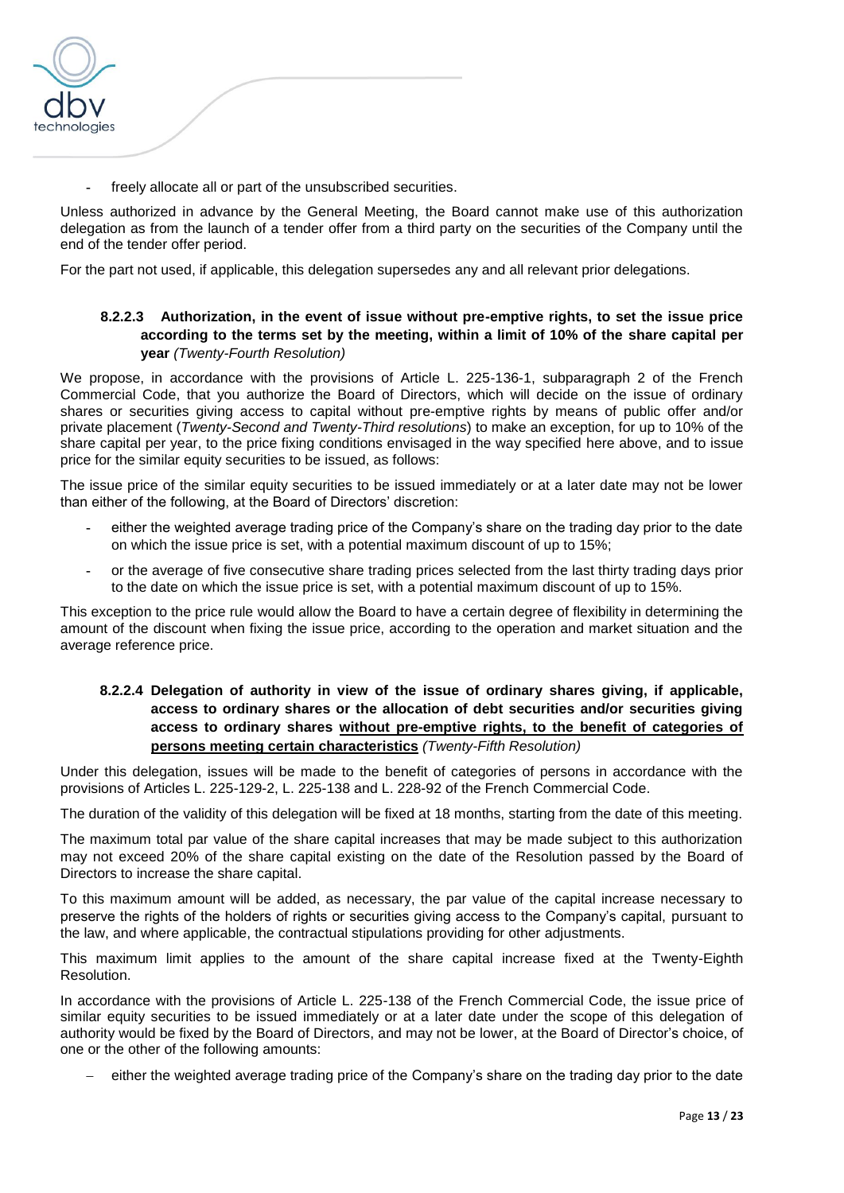- freely allocate all or part of the unsubscribed securities.

Unless authorized in advance by the General Meeting, the Board cannot make use of this authorization delegation as from the launch of a tender offer from a third party on the securities of the Company until the end of the tender offer period.

For the part not used, if applicable, this delegation supersedes any and all relevant prior delegations.

#### 8.2.2.3 Authorization, in the event of issue without pre-emptive rights, to set the issue price according to the terms set by the meeting, within a limit of 10% of the share capital per year *(Twenty-Fourth Resolution)*

We propose, in accordance with the provisions of Article L. 225-136-1, subparagraph 2 of the French Commercial Code, that you authorize the Board of Directors, which will decide on the issue of ordinary shares or securities giving access to capital without pre-emptive rights by means of public offer and/or private placement (*Twenty-Second and Twenty-Third resolutions*) to make an exception, for up to 10% of the share capital per year, to the price fixing conditions envisaged in the way specified here above, and to issue price for the similar equity securities to be issued, as follows:

The issue price of the similar equity securities to be issued immediately or at a later date may not be lower than either of the following, at the Board of Directors' discretion:

- either the weighted average trading price of the Company's share on the trading day prior to the date on which the issue price is set, with a potential maximum discount of up to 15%;
- or the average of five consecutive share trading prices selected from the last thirty trading days prior to the date on which the issue price is set, with a potential maximum discount of up to 15%.

This exception to the price rule would allow the Board to have a certain degree of flexibility in determining the amount of the discount when fixing the issue price, according to the operation and market situation and the average reference price.

#### 8.2.2.4 Delegation of authority in view of the issue of ordinary shares giving, if applicable, access to ordinary shares or the allocation of debt securities and/or securities giving access to ordinary shares <u>without pre-emptive rights, to the benefit of categories of persons meeting certain characteristics</u> *(Twenty-Fifth Resolution)*

Under this delegation, issues will be made to the benefit of categories of persons in accordance with the provisions of Articles L. 225-129-2, L. 225-138 and L. 228-92 of the French Commercial Code.

The duration of the validity of this delegation will be fixed at 18 months, starting from the date of this meeting.

The maximum total par value of the share capital increases that may be made subject to this authorization may not exceed 20% of the share capital existing on the date of the Resolution passed by the Board of Directors to increase the share capital.

To this maximum amount will be added, as necessary, the par value of the capital increase necessary to preserve the rights of the holders of rights or securities giving access to the Company's capital, pursuant to the law, and where applicable, the contractual stipulations providing for other adjustments.

This maximum limit applies to the amount of the share capital increase fixed at the Twenty-Eighth Resolution.

In accordance with the provisions of Article L. 225-138 of the French Commercial Code, the issue price of similar equity securities to be issued immediately or at a later date under the scope of this delegation of authority would be fixed by the Board of Directors, and may not be lower, at the Board of Director's choice, of one or the other of the following amounts:

- either the weighted average trading price of the Company's share on the trading day prior to the date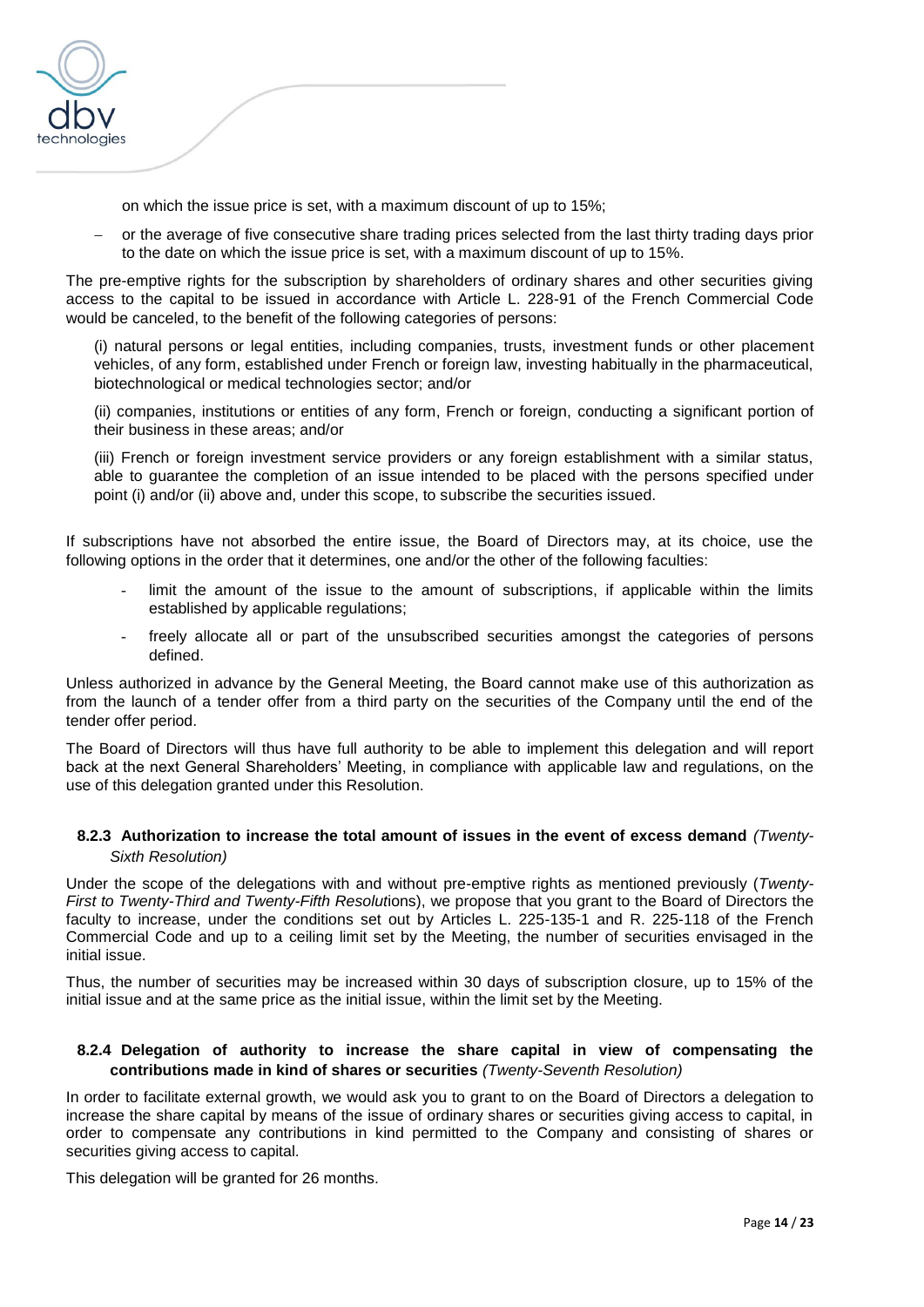on which the issue price is set, with a maximum discount of up to 15%;

- or the average of five consecutive share trading prices selected from the last thirty trading days prior to the date on which the issue price is set, with a maximum discount of up to 15%.

The pre-emptive rights for the subscription by shareholders of ordinary shares and other securities giving access to the capital to be issued in accordance with Article L. 228-91 of the French Commercial Code would be canceled, to the benefit of the following categories of persons:

(i) natural persons or legal entities, including companies, trusts, investment funds or other placement vehicles, of any form, established under French or foreign law, investing habitually in the pharmaceutical, biotechnological or medical technologies sector; and/or

(ii) companies, institutions or entities of any form, French or foreign, conducting a significant portion of their business in these areas; and/or

(iii) French or foreign investment service providers or any foreign establishment with a similar status, able to guarantee the completion of an issue intended to be placed with the persons specified under point (i) and/or (ii) above and, under this scope, to subscribe the securities issued.

If subscriptions have not absorbed the entire issue, the Board of Directors may, at its choice, use the following options in the order that it determines, one and/or the other of the following faculties:

- limit the amount of the issue to the amount of subscriptions, if applicable within the limits established by applicable regulations;
- freely allocate all or part of the unsubscribed securities amongst the categories of persons defined.

Unless authorized in advance by the General Meeting, the Board cannot make use of this authorization as from the launch of a tender offer from a third party on the securities of the Company until the end of the tender offer period.

The Board of Directors will thus have full authority to be able to implement this delegation and will report back at the next General Shareholders' Meeting, in compliance with applicable law and regulations, on the use of this delegation granted under this Resolution.

### 8.2.3 Authorization to increase the total amount of issues in the event of excess demand *(Twenty-Sixth Resolution)*

Under the scope of the delegations with and without pre-emptive rights as mentioned previously (*Twenty-First to Twenty-Third and Twenty-Fifth Resolutions*), we propose that you grant to the Board of Directors the faculty to increase, under the conditions set out by Articles L. 225-135-1 and R. 225-118 of the French Commercial Code and up to a ceiling limit set by the Meeting, the number of securities envisaged in the initial issue.

Thus, the number of securities may be increased within 30 days of subscription closure, up to 15% of the initial issue and at the same price as the initial issue, within the limit set by the Meeting.

### 8.2.4 Delegation of authority to increase the share capital in view of compensating the contributions made in kind of shares or securities *(Twenty-Seventh Resolution)*

In order to facilitate external growth, we would ask you to grant to on the Board of Directors a delegation to increase the share capital by means of the issue of ordinary shares or securities giving access to capital, in order to compensate any contributions in kind permitted to the Company and consisting of shares or securities giving access to capital.

This delegation will be granted for 26 months.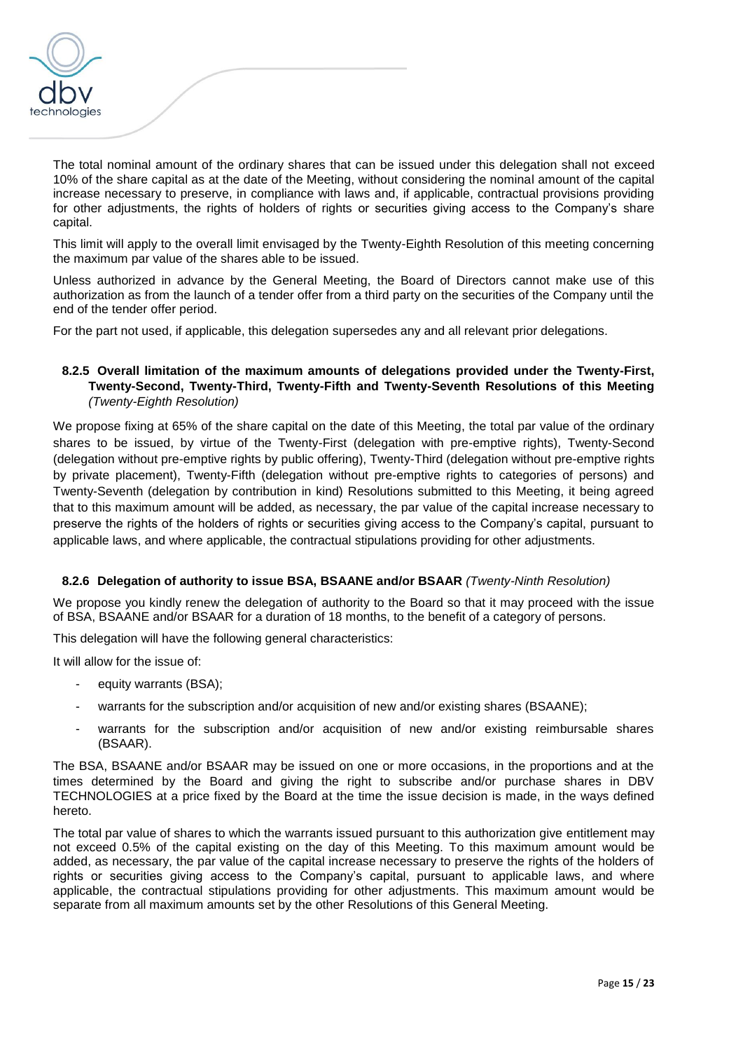The total nominal amount of the ordinary shares that can be issued under this delegation shall not exceed 10% of the share capital as at the date of the Meeting, without considering the nominal amount of the capital increase necessary to preserve, in compliance with laws and, if applicable, contractual provisions providing for other adjustments, the rights of holders of rights or securities giving access to the Company's share capital.

This limit will apply to the overall limit envisaged by the Twenty-Eighth Resolution of this meeting concerning the maximum par value of the shares able to be issued.

Unless authorized in advance by the General Meeting, the Board of Directors cannot make use of this authorization as from the launch of a tender offer from a third party on the securities of the Company until the end of the tender offer period.

For the part not used, if applicable, this delegation supersedes any and all relevant prior delegations.

#### 8.2.5 Overall limitation of the maximum amounts of delegations provided under the Twenty-First, Twenty-Second, Twenty-Third, Twenty-Fifth and Twenty-Seventh Resolutions of this Meeting *(Twenty-Eighth Resolution)*

We propose fixing at 65% of the share capital on the date of this Meeting, the total par value of the ordinary shares to be issued, by virtue of the Twenty-First (delegation with pre-emptive rights), Twenty-Second (delegation without pre-emptive rights by public offering), Twenty-Third (delegation without pre-emptive rights by private placement), Twenty-Fifth (delegation without pre-emptive rights to categories of persons) and Twenty-Seventh (delegation by contribution in kind) Resolutions submitted to this Meeting, it being agreed that to this maximum amount will be added, as necessary, the par value of the capital increase necessary to preserve the rights of the holders of rights or securities giving access to the Company's capital, pursuant to applicable laws, and where applicable, the contractual stipulations providing for other adjustments.

#### 8.2.6 Delegation of authority to issue BSA, BSAANE and/or BSAAR *(Twenty-Ninth Resolution)*

We propose you kindly renew the delegation of authority to the Board so that it may proceed with the issue of BSA, BSAANE and/or BSAAR for a duration of 18 months, to the benefit of a category of persons.

This delegation will have the following general characteristics:

It will allow for the issue of:

- equity warrants (BSA);
- warrants for the subscription and/or acquisition of new and/or existing shares (BSAANE);
- warrants for the subscription and/or acquisition of new and/or existing reimbursable shares (BSAAR).

The BSA, BSAANE and/or BSAAR may be issued on one or more occasions, in the proportions and at the times determined by the Board and giving the right to subscribe and/or purchase shares in DBV TECHNOLOGIES at a price fixed by the Board at the time the issue decision is made, in the ways defined hereto.

The total par value of shares to which the warrants issued pursuant to this authorization give entitlement may not exceed 0.5% of the capital existing on the day of this Meeting. To this maximum amount would be added, as necessary, the par value of the capital increase necessary to preserve the rights of the holders of rights or securities giving access to the Company's capital, pursuant to applicable laws, and where applicable, the contractual stipulations providing for other adjustments. This maximum amount would be separate from all maximum amounts set by the other Resolutions of this General Meeting.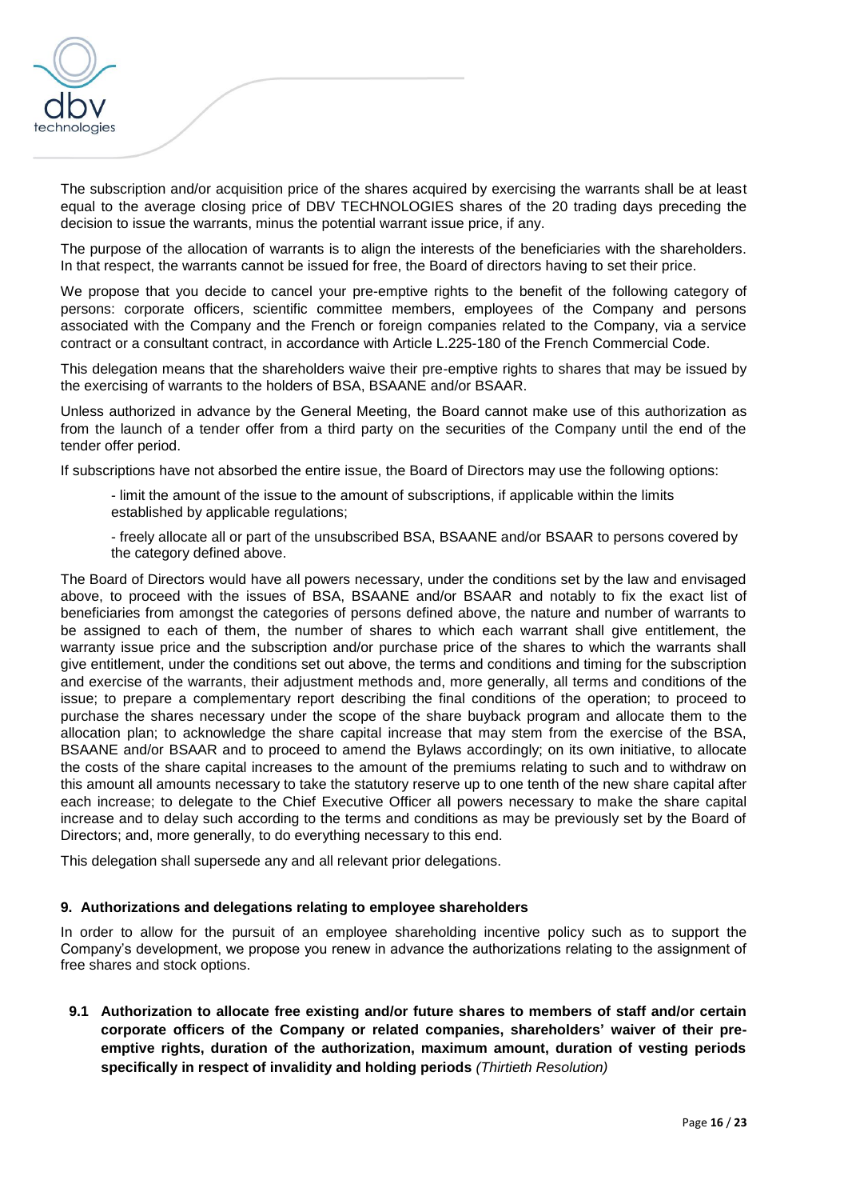The subscription and/or acquisition price of the shares acquired by exercising the warrants shall be at least equal to the average closing price of DBV TECHNOLOGIES shares of the 20 trading days preceding the decision to issue the warrants, minus the potential warrant issue price, if any.

The purpose of the allocation of warrants is to align the interests of the beneficiaries with the shareholders. In that respect, the warrants cannot be issued for free, the Board of directors having to set their price.

We propose that you decide to cancel your pre-emptive rights to the benefit of the following category of persons: corporate officers, scientific committee members, employees of the Company and persons associated with the Company and the French or foreign companies related to the Company, via a service contract or a consultant contract, in accordance with Article L.225-180 of the French Commercial Code.

This delegation means that the shareholders waive their pre-emptive rights to shares that may be issued by the exercising of warrants to the holders of BSA, BSAANE and/or BSAAR.

Unless authorized in advance by the General Meeting, the Board cannot make use of this authorization as from the launch of a tender offer from a third party on the securities of the Company until the end of the tender offer period.

If subscriptions have not absorbed the entire issue, the Board of Directors may use the following options:

- limit the amount of the issue to the amount of subscriptions, if applicable within the limits established by applicable regulations;
- freely allocate all or part of the unsubscribed BSA, BSAANE and/or BSAAR to persons covered by the category defined above.

The Board of Directors would have all powers necessary, under the conditions set by the law and envisaged above, to proceed with the issues of BSA, BSAANE and/or BSAAR and notably to fix the exact list of beneficiaries from amongst the categories of persons defined above, the nature and number of warrants to be assigned to each of them, the number of shares to which each warrant shall give entitlement, the warranty issue price and the subscription and/or purchase price of the shares to which the warrants shall give entitlement, under the conditions set out above, the terms and conditions and timing for the subscription and exercise of the warrants, their adjustment methods and, more generally, all terms and conditions of the issue; to prepare a complementary report describing the final conditions of the operation; to proceed to purchase the shares necessary under the scope of the share buyback program and allocate them to the allocation plan; to acknowledge the share capital increase that may stem from the exercise of the BSA, BSAANE and/or BSAAR and to proceed to amend the Bylaws accordingly; on its own initiative, to allocate the costs of the share capital increases to the amount of the premiums relating to such and to withdraw on this amount all amounts necessary to take the statutory reserve up to one tenth of the new share capital after each increase; to delegate to the Chief Executive Officer all powers necessary to make the share capital increase and to delay such according to the terms and conditions as may be previously set by the Board of Directors; and, more generally, to do everything necessary to this end.

This delegation shall supersede any and all relevant prior delegations.

## 9. Authorizations and delegations relating to employee shareholders

In order to allow for the pursuit of an employee shareholding incentive policy such as to support the Company's development, we propose you renew in advance the authorizations relating to the assignment of free shares and stock options.

### 9.1 Authorization to allocate free existing and/or future shares to members of staff and/or certain corporate officers of the Company or related companies, shareholders' waiver of their pre-emptive rights, duration of the authorization, maximum amount, duration of vesting periods specifically in respect of invalidity and holding periods *(Thirtieth Resolution)*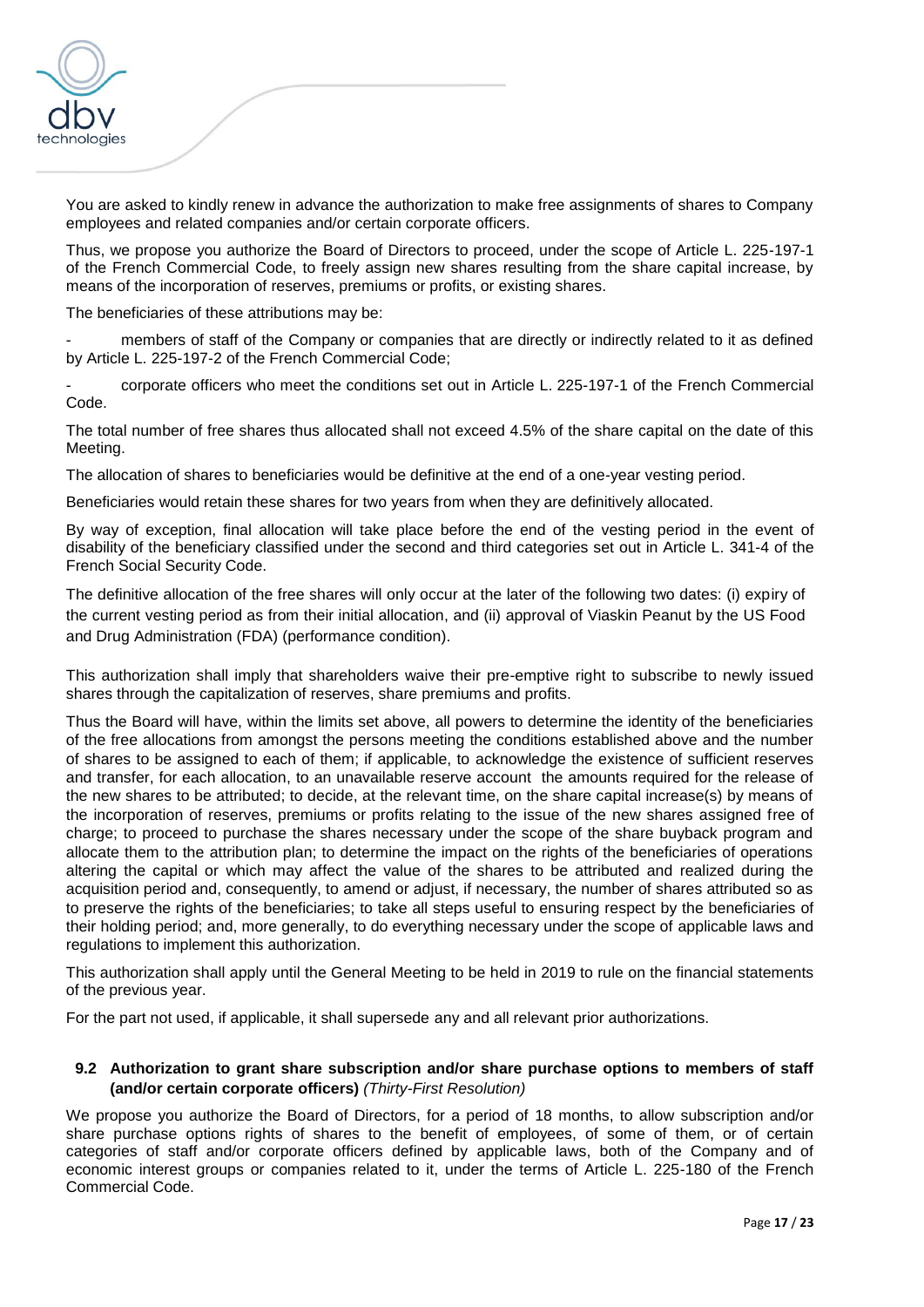You are asked to kindly renew in advance the authorization to make free assignments of shares to Company employees and related companies and/or certain corporate officers.

Thus, we propose you authorize the Board of Directors to proceed, under the scope of Article L. 225-197-1 of the French Commercial Code, to freely assign new shares resulting from the share capital increase, by means of the incorporation of reserves, premiums or profits, or existing shares.

The beneficiaries of these attributions may be:

- members of staff of the Company or companies that are directly or indirectly related to it as defined by Article L. 225-197-2 of the French Commercial Code;
- corporate officers who meet the conditions set out in Article L. 225-197-1 of the French Commercial Code.

The total number of free shares thus allocated shall not exceed 4.5% of the share capital on the date of this Meeting.

The allocation of shares to beneficiaries would be definitive at the end of a one-year vesting period.

Beneficiaries would retain these shares for two years from when they are definitively allocated.

By way of exception, final allocation will take place before the end of the vesting period in the event of disability of the beneficiary classified under the second and third categories set out in Article L. 341-4 of the French Social Security Code.

The definitive allocation of the free shares will only occur at the later of the following two dates: (i) expiry of the current vesting period as from their initial allocation, and (ii) approval of Viaskin Peanut by the US Food and Drug Administration (FDA) (performance condition).

This authorization shall imply that shareholders waive their pre-emptive right to subscribe to newly issued shares through the capitalization of reserves, share premiums and profits.

Thus the Board will have, within the limits set above, all powers to determine the identity of the beneficiaries of the free allocations from amongst the persons meeting the conditions established above and the number of shares to be assigned to each of them; if applicable, to acknowledge the existence of sufficient reserves and transfer, for each allocation, to an unavailable reserve account the amounts required for the release of the new shares to be attributed; to decide, at the relevant time, on the share capital increase(s) by means of the incorporation of reserves, premiums or profits relating to the issue of the new shares assigned free of charge; to proceed to purchase the shares necessary under the scope of the share buyback program and allocate them to the attribution plan; to determine the impact on the rights of the beneficiaries of operations altering the capital or which may affect the value of the shares to be attributed and realized during the acquisition period and, consequently, to amend or adjust, if necessary, the number of shares attributed so as to preserve the rights of the beneficiaries; to take all steps useful to ensuring respect by the beneficiaries of their holding period; and, more generally, to do everything necessary under the scope of applicable laws and regulations to implement this authorization.

This authorization shall apply until the General Meeting to be held in 2019 to rule on the financial statements of the previous year.

For the part not used, if applicable, it shall supersede any and all relevant prior authorizations.

### 9.2 Authorization to grant share subscription and/or share purchase options to members of staff (and/or certain corporate officers) *(Thirty-First Resolution)*

We propose you authorize the Board of Directors, for a period of 18 months, to allow subscription and/or share purchase options rights of shares to the benefit of employees, of some of them, or of certain categories of staff and/or corporate officers defined by applicable laws, both of the Company and of economic interest groups or companies related to it, under the terms of Article L. 225-180 of the French Commercial Code.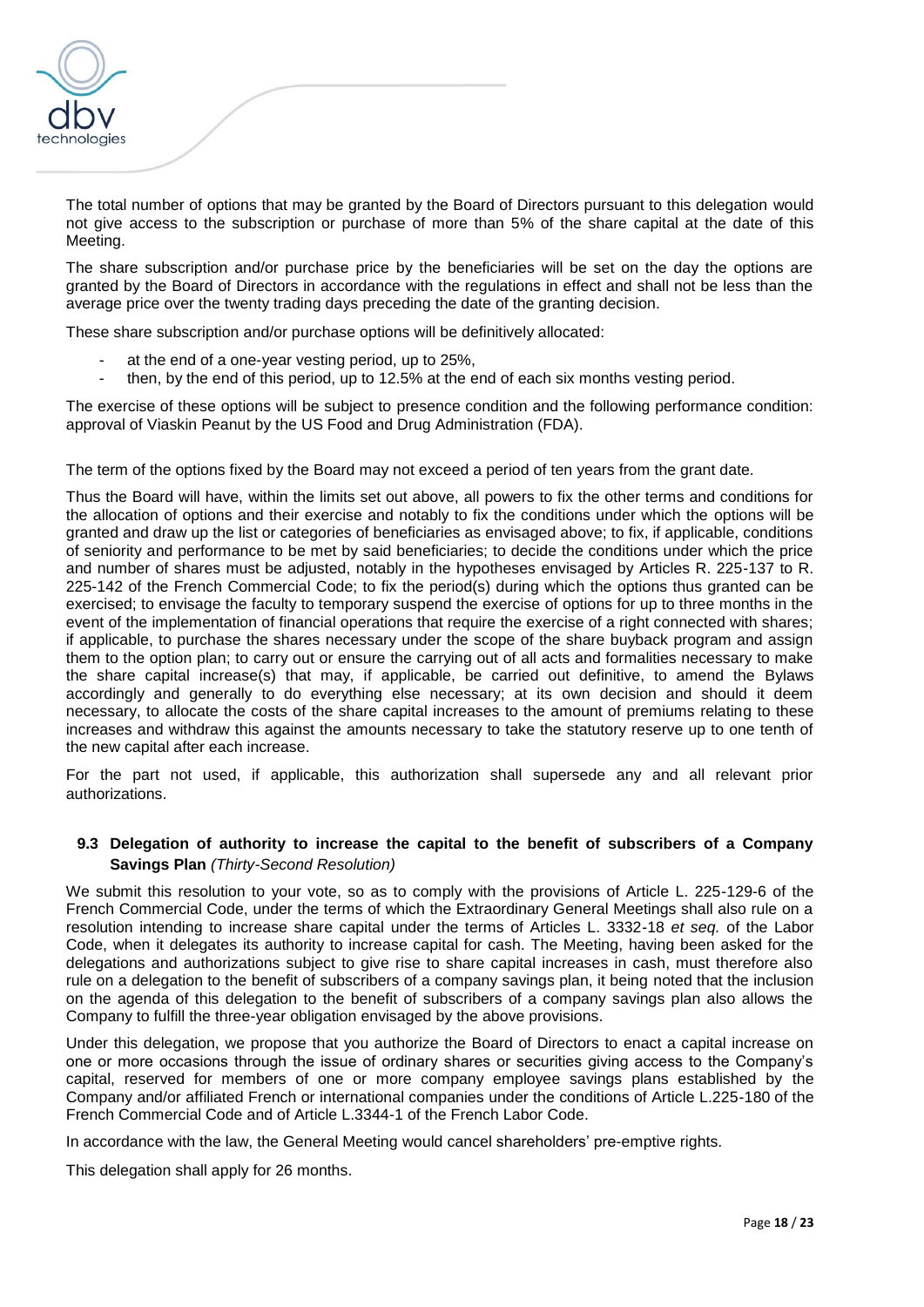The total number of options that may be granted by the Board of Directors pursuant to this delegation would not give access to the subscription or purchase of more than 5% of the share capital at the date of this Meeting.

The share subscription and/or purchase price by the beneficiaries will be set on the day the options are granted by the Board of Directors in accordance with the regulations in effect and shall not be less than the average price over the twenty trading days preceding the date of the granting decision.

These share subscription and/or purchase options will be definitively allocated:

- at the end of a one-year vesting period, up to 25%,
- then, by the end of this period, up to 12.5% at the end of each six months vesting period.

The exercise of these options will be subject to presence condition and the following performance condition: approval of Viaskin Peanut by the US Food and Drug Administration (FDA).

The term of the options fixed by the Board may not exceed a period of ten years from the grant date.

Thus the Board will have, within the limits set out above, all powers to fix the other terms and conditions for the allocation of options and their exercise and notably to fix the conditions under which the options will be granted and draw up the list or categories of beneficiaries as envisaged above; to fix, if applicable, conditions of seniority and performance to be met by said beneficiaries; to decide the conditions under which the price and number of shares must be adjusted, notably in the hypotheses envisaged by Articles R. 225-137 to R. 225-142 of the French Commercial Code; to fix the period(s) during which the options thus granted can be exercised; to envisage the faculty to temporary suspend the exercise of options for up to three months in the event of the implementation of financial operations that require the exercise of a right connected with shares; if applicable, to purchase the shares necessary under the scope of the share buyback program and assign them to the option plan; to carry out or ensure the carrying out of all acts and formalities necessary to make the share capital increase(s) that may, if applicable, be carried out definitive, to amend the Bylaws accordingly and generally to do everything else necessary; at its own decision and should it deem necessary, to allocate the costs of the share capital increases to the amount of premiums relating to these increases and withdraw this against the amounts necessary to take the statutory reserve up to one tenth of the new capital after each increase.

For the part not used, if applicable, this authorization shall supersede any and all relevant prior authorizations.

### 9.3 Delegation of authority to increase the capital to the benefit of subscribers of a Company Savings Plan *(Thirty-Second Resolution)*

We submit this resolution to your vote, so as to comply with the provisions of Article L. 225-129-6 of the French Commercial Code, under the terms of which the Extraordinary General Meetings shall also rule on a resolution intending to increase share capital under the terms of Articles L. 3332-18 *et seq.* of the Labor Code, when it delegates its authority to increase capital for cash. The Meeting, having been asked for the delegations and authorizations subject to give rise to share capital increases in cash, must therefore also rule on a delegation to the benefit of subscribers of a company savings plan, it being noted that the inclusion on the agenda of this delegation to the benefit of subscribers of a company savings plan also allows the Company to fulfill the three-year obligation envisaged by the above provisions.

Under this delegation, we propose that you authorize the Board of Directors to enact a capital increase on one or more occasions through the issue of ordinary shares or securities giving access to the Company's capital, reserved for members of one or more company employee savings plans established by the Company and/or affiliated French or international companies under the conditions of Article L.225-180 of the French Commercial Code and of Article L.3344-1 of the French Labor Code.

In accordance with the law, the General Meeting would cancel shareholders' pre-emptive rights.

This delegation shall apply for 26 months.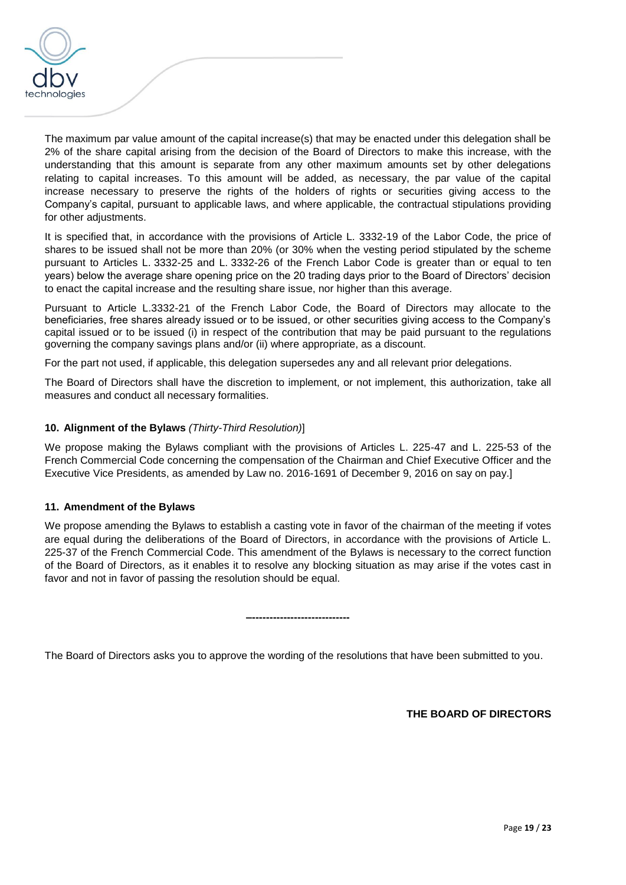The maximum par value amount of the capital increase(s) that may be enacted under this delegation shall be 2% of the share capital arising from the decision of the Board of Directors to make this increase, with the understanding that this amount is separate from any other maximum amounts set by other delegations relating to capital increases. To this amount will be added, as necessary, the par value of the capital increase necessary to preserve the rights of the holders of rights or securities giving access to the Company's capital, pursuant to applicable laws, and where applicable, the contractual stipulations providing for other adjustments.

It is specified that, in accordance with the provisions of Article L. 3332-19 of the Labor Code, the price of shares to be issued shall not be more than 20% (or 30% when the vesting period stipulated by the scheme pursuant to Articles L. 3332-25 and L. 3332-26 of the French Labor Code is greater than or equal to ten years) below the average share opening price on the 20 trading days prior to the Board of Directors' decision to enact the capital increase and the resulting share issue, nor higher than this average.

Pursuant to Article L.3332-21 of the French Labor Code, the Board of Directors may allocate to the beneficiaries, free shares already issued or to be issued, or other securities giving access to the Company's capital issued or to be issued (i) in respect of the contribution that may be paid pursuant to the regulations governing the company savings plans and/or (ii) where appropriate, as a discount.

For the part not used, if applicable, this delegation supersedes any and all relevant prior delegations.

The Board of Directors shall have the discretion to implement, or not implement, this authorization, take all measures and conduct all necessary formalities.

**10. Alignment of the Bylaws** *(Thirty-Third Resolution)*]

We propose making the Bylaws compliant with the provisions of Articles L. 225-47 and L. 225-53 of the French Commercial Code concerning the compensation of the Chairman and Chief Executive Officer and the Executive Vice Presidents, as amended by Law no. 2016-1691 of December 9, 2016 on say on pay.]

**11. Amendment of the Bylaws**

We propose amending the Bylaws to establish a casting vote in favor of the chairman of the meeting if votes are equal during the deliberations of the Board of Directors, in accordance with the provisions of Article L. 225-37 of the French Commercial Code. This amendment of the Bylaws is necessary to the correct function of the Board of Directors, as it enables it to resolve any blocking situation as may arise if the votes cast in favor and not in favor of passing the resolution should be equal.

-----------------------------

The Board of Directors asks you to approve the wording of the resolutions that have been submitted to you.

**THE BOARD OF DIRECTORS**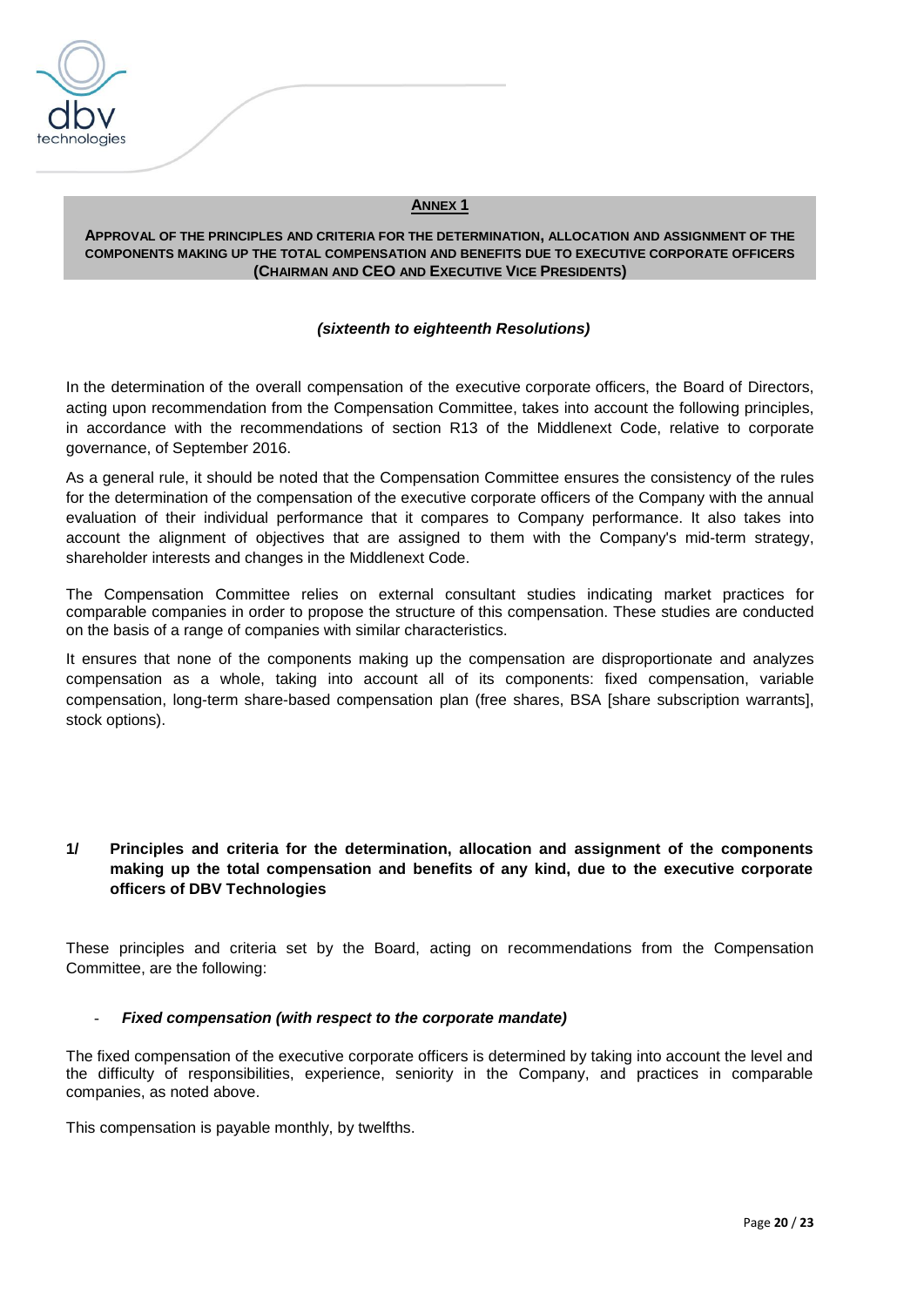## ANNEX 1

**APPROVAL OF THE PRINCIPLES AND CRITERIA FOR THE DETERMINATION, ALLOCATION AND ASSIGNMENT OF THE COMPONENTS MAKING UP THE TOTAL COMPENSATION AND BENEFITS DUE TO EXECUTIVE CORPORATE OFFICERS (CHAIRMAN AND CEO AND EXECUTIVE VICE PRESIDENTS)**

***(sixteenth to eighteenth Resolutions)***

In the determination of the overall compensation of the executive corporate officers, the Board of Directors, acting upon recommendation from the Compensation Committee, takes into account the following principles, in accordance with the recommendations of section R13 of the Middlenext Code, relative to corporate governance, of September 2016.

As a general rule, it should be noted that the Compensation Committee ensures the consistency of the rules for the determination of the compensation of the executive corporate officers of the Company with the annual evaluation of their individual performance that it compares to Company performance. It also takes into account the alignment of objectives that are assigned to them with the Company's mid-term strategy, shareholder interests and changes in the Middlenext Code.

The Compensation Committee relies on external consultant studies indicating market practices for comparable companies in order to propose the structure of this compensation. These studies are conducted on the basis of a range of companies with similar characteristics.

It ensures that none of the components making up the compensation are disproportionate and analyzes compensation as a whole, taking into account all of its components: fixed compensation, variable compensation, long-term share-based compensation plan (free shares, BSA [share subscription warrants], stock options).

### 1/ Principles and criteria for the determination, allocation and assignment of the components making up the total compensation and benefits of any kind, due to the executive corporate officers of DBV Technologies

These principles and criteria set by the Board, acting on recommendations from the Compensation Committee, are the following:

- ***Fixed compensation (with respect to the corporate mandate)***

The fixed compensation of the executive corporate officers is determined by taking into account the level and the difficulty of responsibilities, experience, seniority in the Company, and practices in comparable companies, as noted above.

This compensation is payable monthly, by twelfths.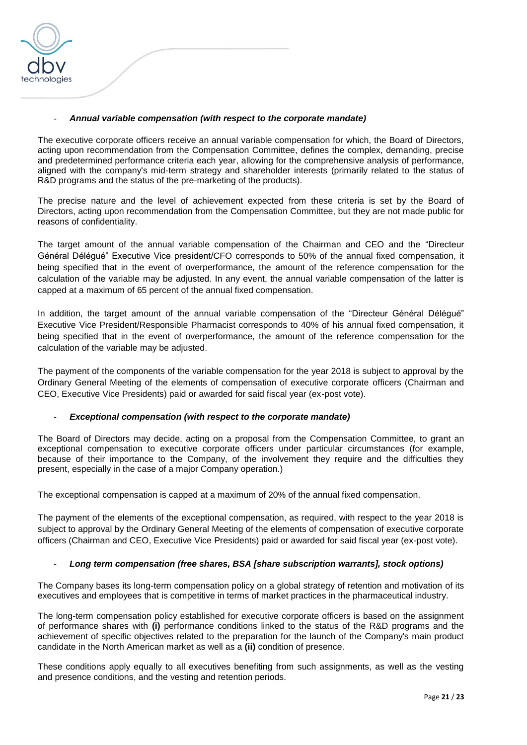- ***Annual variable compensation (with respect to the corporate mandate)***

The executive corporate officers receive an annual variable compensation for which, the Board of Directors, acting upon recommendation from the Compensation Committee, defines the complex, demanding, precise and predetermined performance criteria each year, allowing for the comprehensive analysis of performance, aligned with the company's mid-term strategy and shareholder interests (primarily related to the status of R&D programs and the status of the pre-marketing of the products).

The precise nature and the level of achievement expected from these criteria is set by the Board of Directors, acting upon recommendation from the Compensation Committee, but they are not made public for reasons of confidentiality.

The target amount of the annual variable compensation of the Chairman and CEO and the "Directeur Général Délégué" Executive Vice president/CFO corresponds to 50% of the annual fixed compensation, it being specified that in the event of overperformance, the amount of the reference compensation for the calculation of the variable may be adjusted. In any event, the annual variable compensation of the latter is capped at a maximum of 65 percent of the annual fixed compensation.

In addition, the target amount of the annual variable compensation of the "Directeur Général Délégué" Executive Vice President/Responsible Pharmacist corresponds to 40% of his annual fixed compensation, it being specified that in the event of overperformance, the amount of the reference compensation for the calculation of the variable may be adjusted.

The payment of the components of the variable compensation for the year 2018 is subject to approval by the Ordinary General Meeting of the elements of compensation of executive corporate officers (Chairman and CEO, Executive Vice Presidents) paid or awarded for said fiscal year (ex-post vote).

- ***Exceptional compensation (with respect to the corporate mandate)***

The Board of Directors may decide, acting on a proposal from the Compensation Committee, to grant an exceptional compensation to executive corporate officers under particular circumstances (for example, because of their importance to the Company, of the involvement they require and the difficulties they present, especially in the case of a major Company operation.)

The exceptional compensation is capped at a maximum of 20% of the annual fixed compensation.

The payment of the elements of the exceptional compensation, as required, with respect to the year 2018 is subject to approval by the Ordinary General Meeting of the elements of compensation of executive corporate officers (Chairman and CEO, Executive Vice Presidents) paid or awarded for said fiscal year (ex-post vote).

- ***Long term compensation (free shares, BSA [share subscription warrants], stock options)***

The Company bases its long-term compensation policy on a global strategy of retention and motivation of its executives and employees that is competitive in terms of market practices in the pharmaceutical industry.

The long-term compensation policy established for executive corporate officers is based on the assignment of performance shares with **(i)** performance conditions linked to the status of the R&D programs and the achievement of specific objectives related to the preparation for the launch of the Company's main product candidate in the North American market as well as a **(ii)** condition of presence.

These conditions apply equally to all executives benefiting from such assignments, as well as the vesting and presence conditions, and the vesting and retention periods.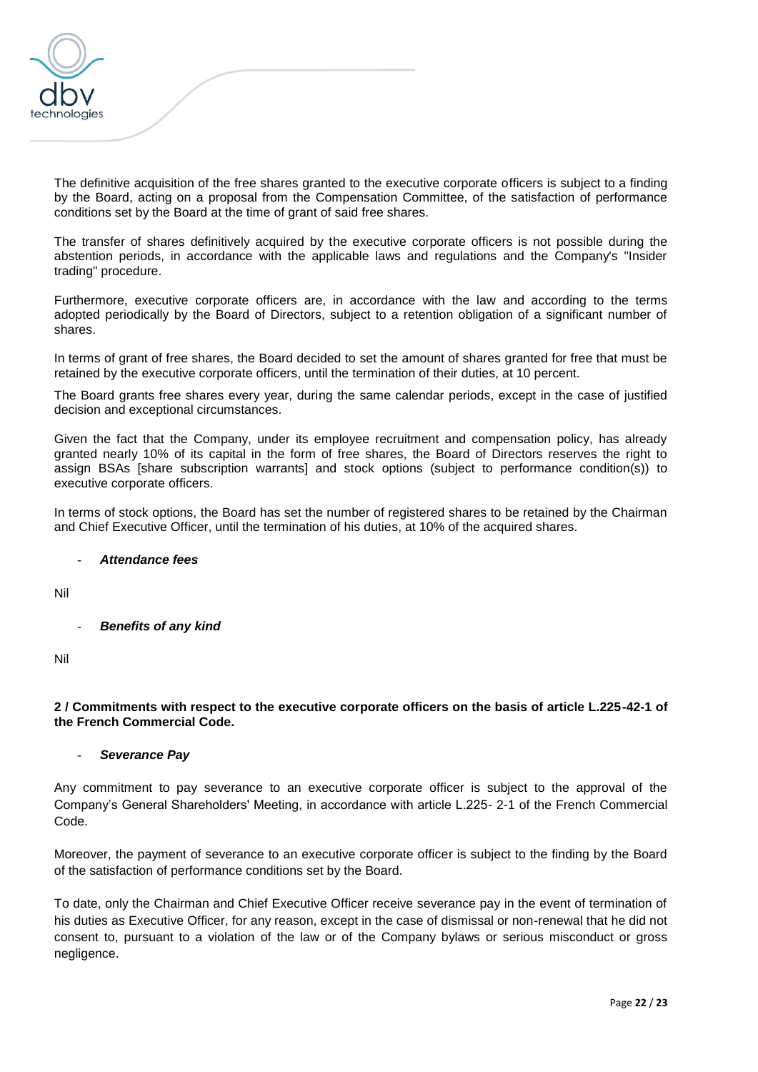The definitive acquisition of the free shares granted to the executive corporate officers is subject to a finding by the Board, acting on a proposal from the Compensation Committee, of the satisfaction of performance conditions set by the Board at the time of grant of said free shares.

The transfer of shares definitively acquired by the executive corporate officers is not possible during the abstention periods, in accordance with the applicable laws and regulations and the Company's "Insider trading" procedure.

Furthermore, executive corporate officers are, in accordance with the law and according to the terms adopted periodically by the Board of Directors, subject to a retention obligation of a significant number of shares.

In terms of grant of free shares, the Board decided to set the amount of shares granted for free that must be retained by the executive corporate officers, until the termination of their duties, at 10 percent.

The Board grants free shares every year, during the same calendar periods, except in the case of justified decision and exceptional circumstances.

Given the fact that the Company, under its employee recruitment and compensation policy, has already granted nearly 10% of its capital in the form of free shares, the Board of Directors reserves the right to assign BSAs [share subscription warrants] and stock options (subject to performance condition(s)) to executive corporate officers.

In terms of stock options, the Board has set the number of registered shares to be retained by the Chairman and Chief Executive Officer, until the termination of his duties, at 10% of the acquired shares.

- ***Attendance fees***

Nil

- ***Benefits of any kind***

Nil

**2 / Commitments with respect to the executive corporate officers on the basis of article L.225-42-1 of the French Commercial Code.**

- ***Severance Pay***

Any commitment to pay severance to an executive corporate officer is subject to the approval of the Company's General Shareholders' Meeting, in accordance with article L.225- 2-1 of the French Commercial Code.

Moreover, the payment of severance to an executive corporate officer is subject to the finding by the Board of the satisfaction of performance conditions set by the Board.

To date, only the Chairman and Chief Executive Officer receive severance pay in the event of termination of his duties as Executive Officer, for any reason, except in the case of dismissal or non-renewal that he did not consent to, pursuant to a violation of the law or of the Company bylaws or serious misconduct or gross negligence.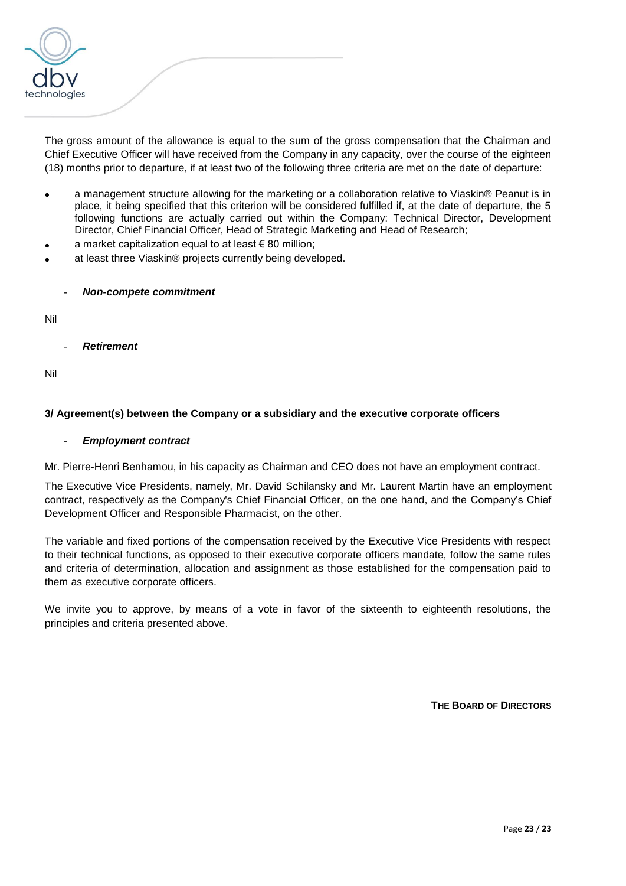The gross amount of the allowance is equal to the sum of the gross compensation that the Chairman and Chief Executive Officer will have received from the Company in any capacity, over the course of the eighteen (18) months prior to departure, if at least two of the following three criteria are met on the date of departure:

- a management structure allowing for the marketing or a collaboration relative to Viaskin® Peanut is in place, it being specified that this criterion will be considered fulfilled if, at the date of departure, the 5 following functions are actually carried out within the Company: Technical Director, Development Director, Chief Financial Officer, Head of Strategic Marketing and Head of Research;
- a market capitalization equal to at least € 80 million;
- at least three Viaskin® projects currently being developed.

- ***Non-compete commitment***

Nil

- ***Retirement***

Nil

**3/ Agreement(s) between the Company or a subsidiary and the executive corporate officers**

- ***Employment contract***

Mr. Pierre-Henri Benhamou, in his capacity as Chairman and CEO does not have an employment contract.

The Executive Vice Presidents, namely, Mr. David Schilansky and Mr. Laurent Martin have an employment contract, respectively as the Company's Chief Financial Officer, on the one hand, and the Company's Chief Development Officer and Responsible Pharmacist, on the other.

The variable and fixed portions of the compensation received by the Executive Vice Presidents with respect to their technical functions, as opposed to their executive corporate officers mandate, follow the same rules and criteria of determination, allocation and assignment as those established for the compensation paid to them as executive corporate officers.

We invite you to approve, by means of a vote in favor of the sixteenth to eighteenth resolutions, the principles and criteria presented above.

**THE BOARD OF DIRECTORS**